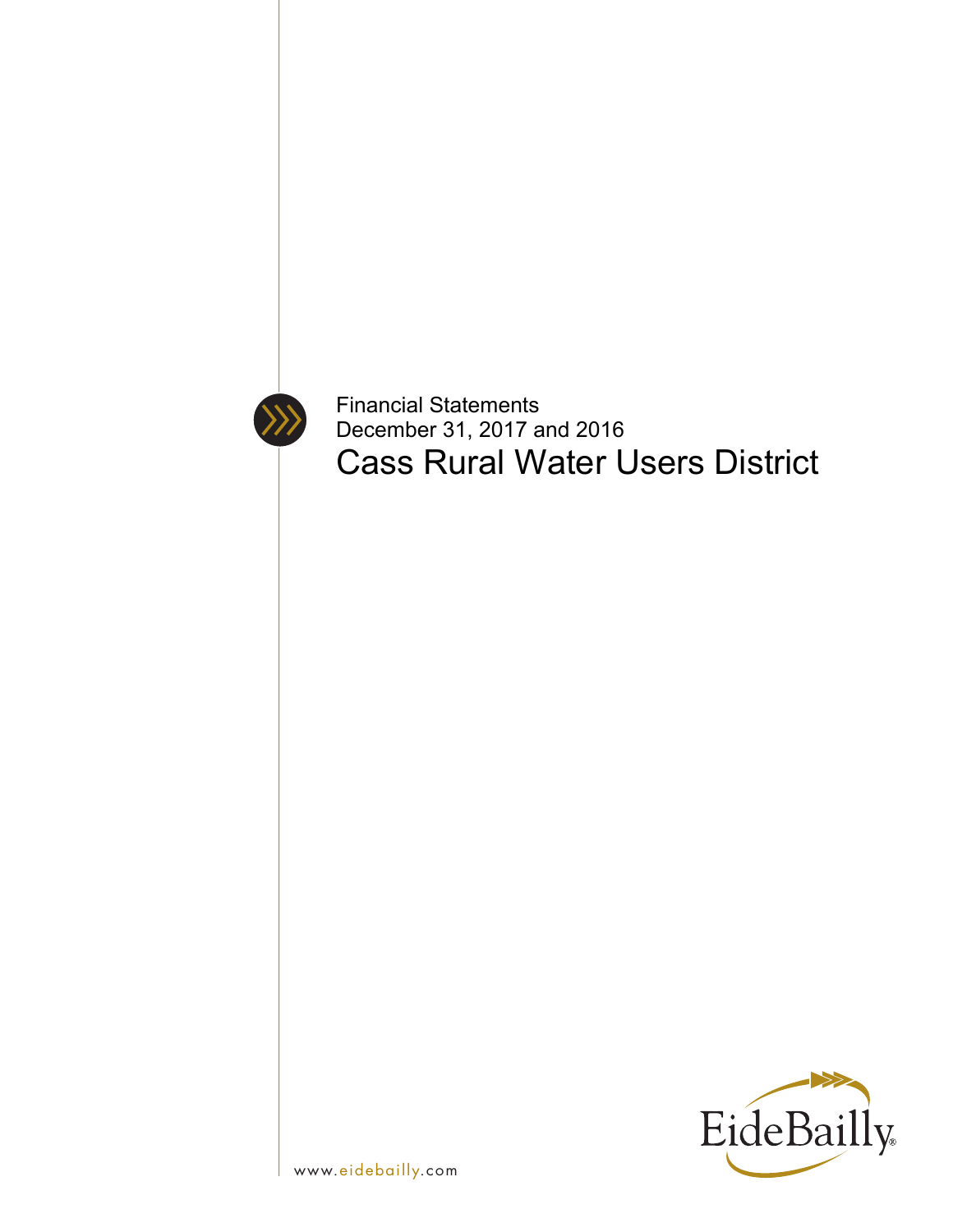Financial Statements
December 31, 2017 and 2016

# Cass Rural Water Users District

www.eidebailly.com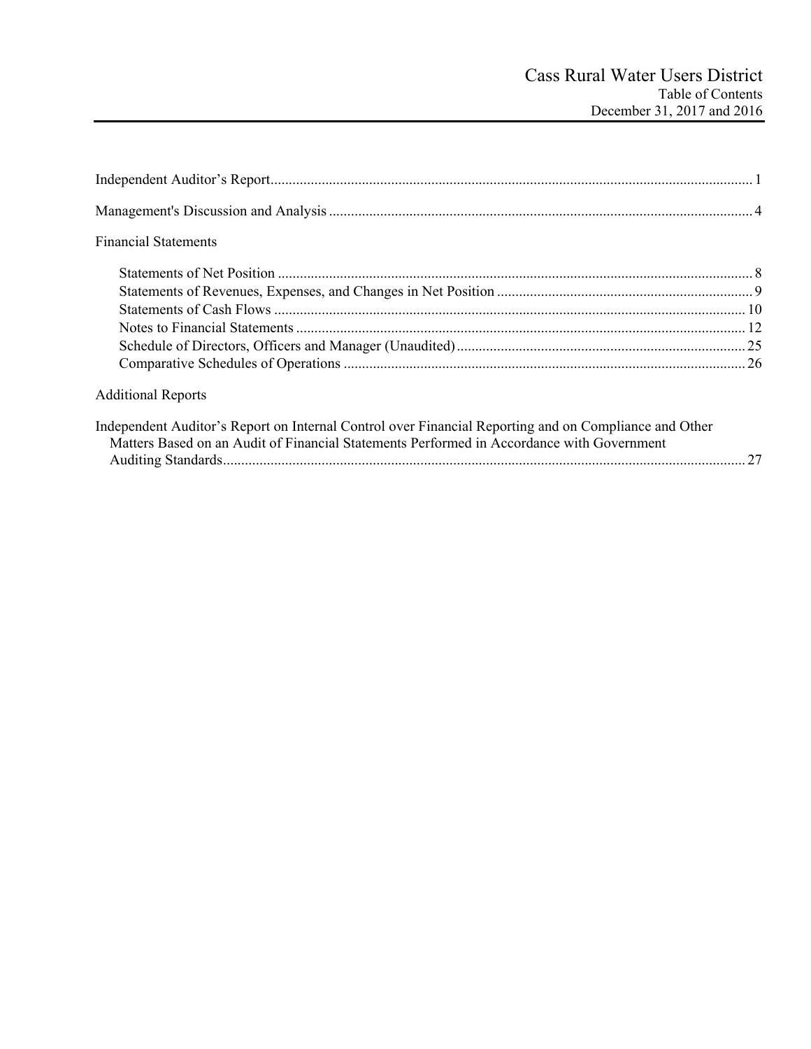# Cass Rural Water Users District
## Table of Contents
### December 31, 2017 and 2016

Independent Auditor's Report .......... 1

Management's Discussion and Analysis .......... 4

Financial Statements

- Statements of Net Position .......... 8
- Statements of Revenues, Expenses, and Changes in Net Position .......... 9
- Statements of Cash Flows .......... 10
- Notes to Financial Statements .......... 12
- Schedule of Directors, Officers and Manager (Unaudited) .......... 25
- Comparative Schedules of Operations .......... 26

Additional Reports

Independent Auditor's Report on Internal Control over Financial Reporting and on Compliance and Other Matters Based on an Audit of Financial Statements Performed in Accordance with Government Auditing Standards .......... 27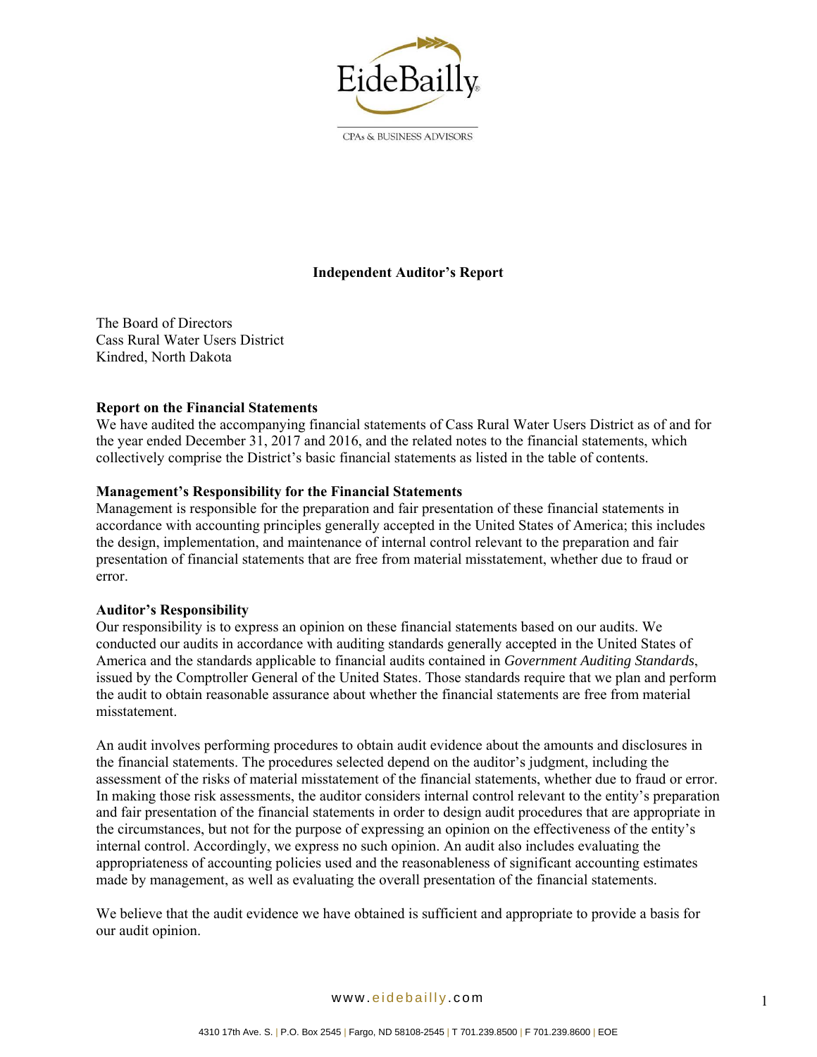EideBailly

CPAs & BUSINESS ADVISORS

## Independent Auditor's Report

The Board of Directors
Cass Rural Water Users District
Kindred, North Dakota

**Report on the Financial Statements**
We have audited the accompanying financial statements of Cass Rural Water Users District as of and for the year ended December 31, 2017 and 2016, and the related notes to the financial statements, which collectively comprise the District's basic financial statements as listed in the table of contents.

**Management's Responsibility for the Financial Statements**
Management is responsible for the preparation and fair presentation of these financial statements in accordance with accounting principles generally accepted in the United States of America; this includes the design, implementation, and maintenance of internal control relevant to the preparation and fair presentation of financial statements that are free from material misstatement, whether due to fraud or error.

**Auditor's Responsibility**
Our responsibility is to express an opinion on these financial statements based on our audits. We conducted our audits in accordance with auditing standards generally accepted in the United States of America and the standards applicable to financial audits contained in *Government Auditing Standards*, issued by the Comptroller General of the United States. Those standards require that we plan and perform the audit to obtain reasonable assurance about whether the financial statements are free from material misstatement.

An audit involves performing procedures to obtain audit evidence about the amounts and disclosures in the financial statements. The procedures selected depend on the auditor's judgment, including the assessment of the risks of material misstatement of the financial statements, whether due to fraud or error. In making those risk assessments, the auditor considers internal control relevant to the entity's preparation and fair presentation of the financial statements in order to design audit procedures that are appropriate in the circumstances, but not for the purpose of expressing an opinion on the effectiveness of the entity's internal control. Accordingly, we express no such opinion. An audit also includes evaluating the appropriateness of accounting policies used and the reasonableness of significant accounting estimates made by management, as well as evaluating the overall presentation of the financial statements.

We believe that the audit evidence we have obtained is sufficient and appropriate to provide a basis for our audit opinion.

www.eidebailly.com

4310 17th Ave. S. | P.O. Box 2545 | Fargo, ND 58108-2545 | T 701.239.8500 | F 701.239.8600 | EOE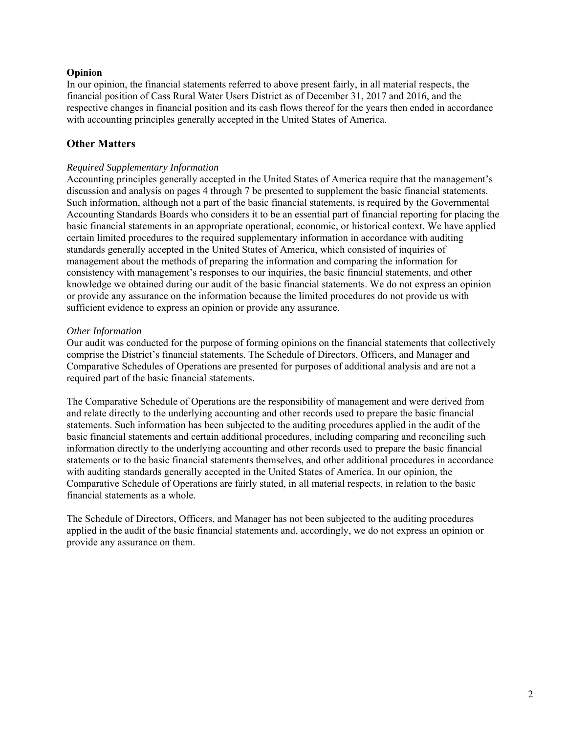**Opinion**

In our opinion, the financial statements referred to above present fairly, in all material respects, the financial position of Cass Rural Water Users District as of December 31, 2017 and 2016, and the respective changes in financial position and its cash flows thereof for the years then ended in accordance with accounting principles generally accepted in the United States of America.

## Other Matters

*Required Supplementary Information*

Accounting principles generally accepted in the United States of America require that the management's discussion and analysis on pages 4 through 7 be presented to supplement the basic financial statements. Such information, although not a part of the basic financial statements, is required by the Governmental Accounting Standards Boards who considers it to be an essential part of financial reporting for placing the basic financial statements in an appropriate operational, economic, or historical context. We have applied certain limited procedures to the required supplementary information in accordance with auditing standards generally accepted in the United States of America, which consisted of inquiries of management about the methods of preparing the information and comparing the information for consistency with management's responses to our inquiries, the basic financial statements, and other knowledge we obtained during our audit of the basic financial statements. We do not express an opinion or provide any assurance on the information because the limited procedures do not provide us with sufficient evidence to express an opinion or provide any assurance.

*Other Information*

Our audit was conducted for the purpose of forming opinions on the financial statements that collectively comprise the District's financial statements. The Schedule of Directors, Officers, and Manager and Comparative Schedules of Operations are presented for purposes of additional analysis and are not a required part of the basic financial statements.

The Comparative Schedule of Operations are the responsibility of management and were derived from and relate directly to the underlying accounting and other records used to prepare the basic financial statements. Such information has been subjected to the auditing procedures applied in the audit of the basic financial statements and certain additional procedures, including comparing and reconciling such information directly to the underlying accounting and other records used to prepare the basic financial statements or to the basic financial statements themselves, and other additional procedures in accordance with auditing standards generally accepted in the United States of America. In our opinion, the Comparative Schedule of Operations are fairly stated, in all material respects, in relation to the basic financial statements as a whole.

The Schedule of Directors, Officers, and Manager has not been subjected to the auditing procedures applied in the audit of the basic financial statements and, accordingly, we do not express an opinion or provide any assurance on them.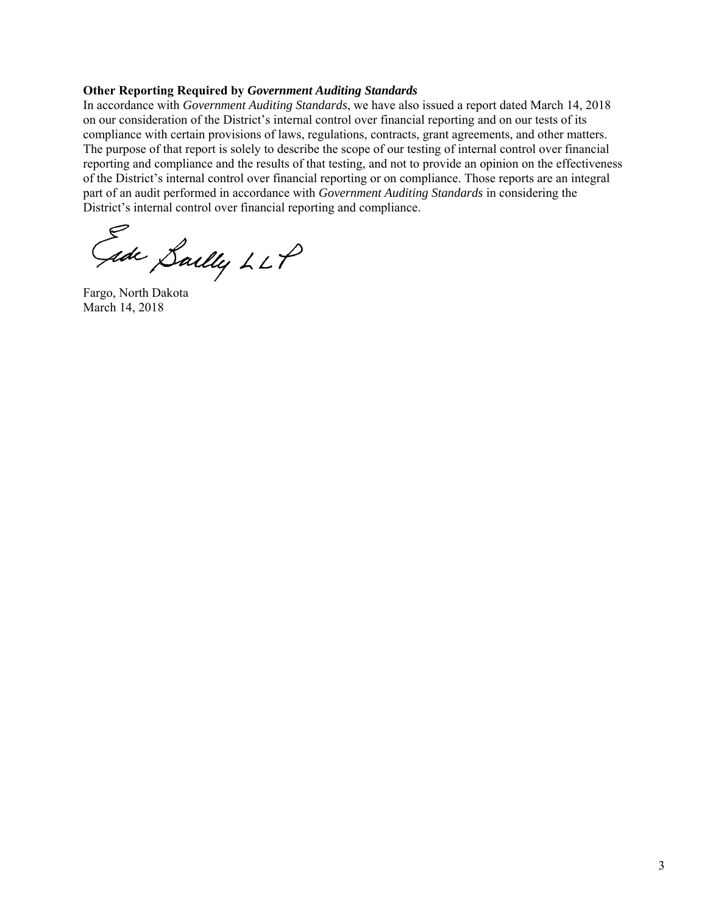**Other Reporting Required by *Government Auditing Standards***

In accordance with *Government Auditing Standards*, we have also issued a report dated March 14, 2018 on our consideration of the District's internal control over financial reporting and on our tests of its compliance with certain provisions of laws, regulations, contracts, grant agreements, and other matters. The purpose of that report is solely to describe the scope of our testing of internal control over financial reporting and compliance and the results of that testing, and not to provide an opinion on the effectiveness of the District's internal control over financial reporting or on compliance. Those reports are an integral part of an audit performed in accordance with *Government Auditing Standards* in considering the District's internal control over financial reporting and compliance.

Eide Bailly LLP

Fargo, North Dakota
March 14, 2018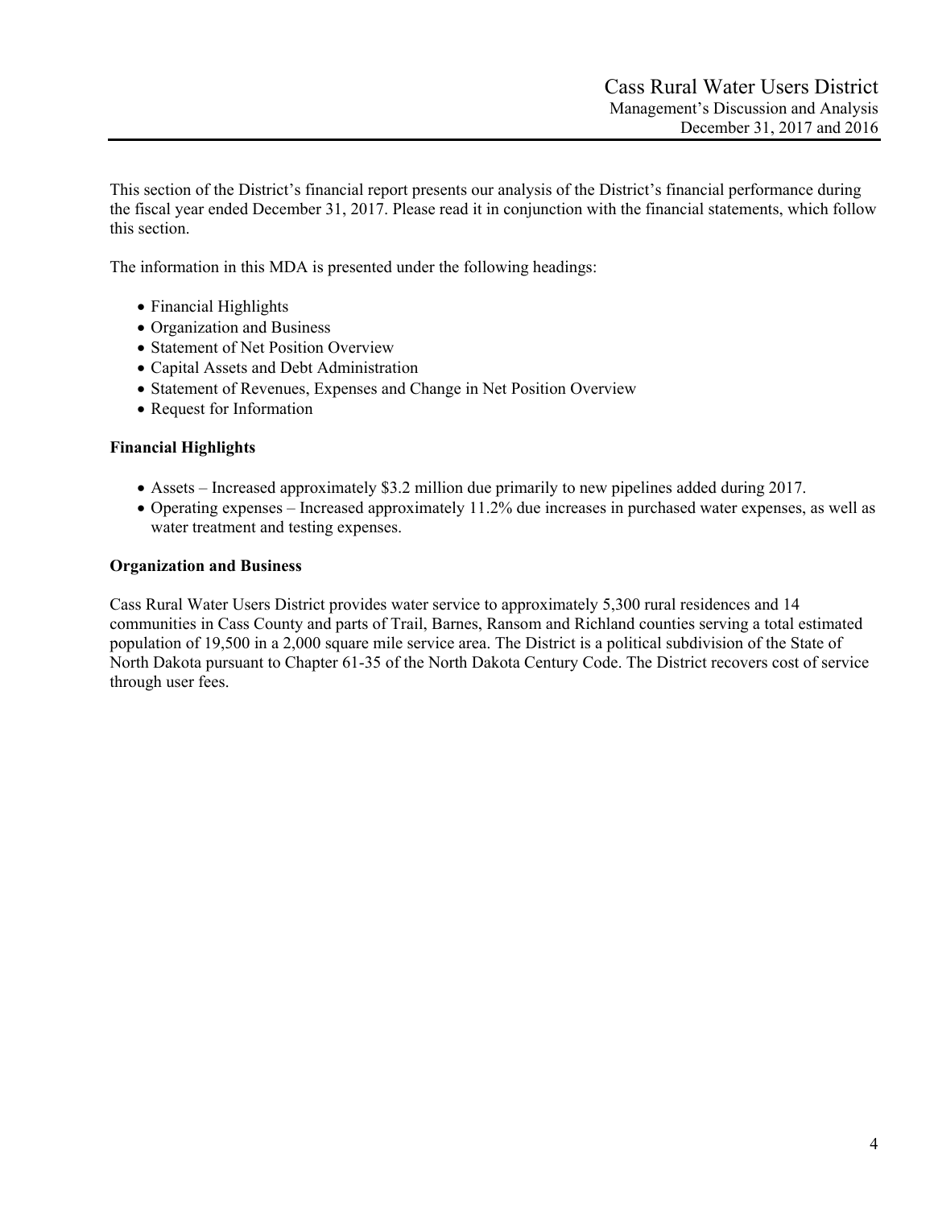This section of the District's financial report presents our analysis of the District's financial performance during the fiscal year ended December 31, 2017. Please read it in conjunction with the financial statements, which follow this section.

The information in this MDA is presented under the following headings:

- Financial Highlights
- Organization and Business
- Statement of Net Position Overview
- Capital Assets and Debt Administration
- Statement of Revenues, Expenses and Change in Net Position Overview
- Request for Information

**Financial Highlights**

- Assets – Increased approximately $3.2 million due primarily to new pipelines added during 2017.
- Operating expenses – Increased approximately 11.2% due increases in purchased water expenses, as well as water treatment and testing expenses.

**Organization and Business**

Cass Rural Water Users District provides water service to approximately 5,300 rural residences and 14 communities in Cass County and parts of Trail, Barnes, Ransom and Richland counties serving a total estimated population of 19,500 in a 2,000 square mile service area. The District is a political subdivision of the State of North Dakota pursuant to Chapter 61-35 of the North Dakota Century Code. The District recovers cost of service through user fees.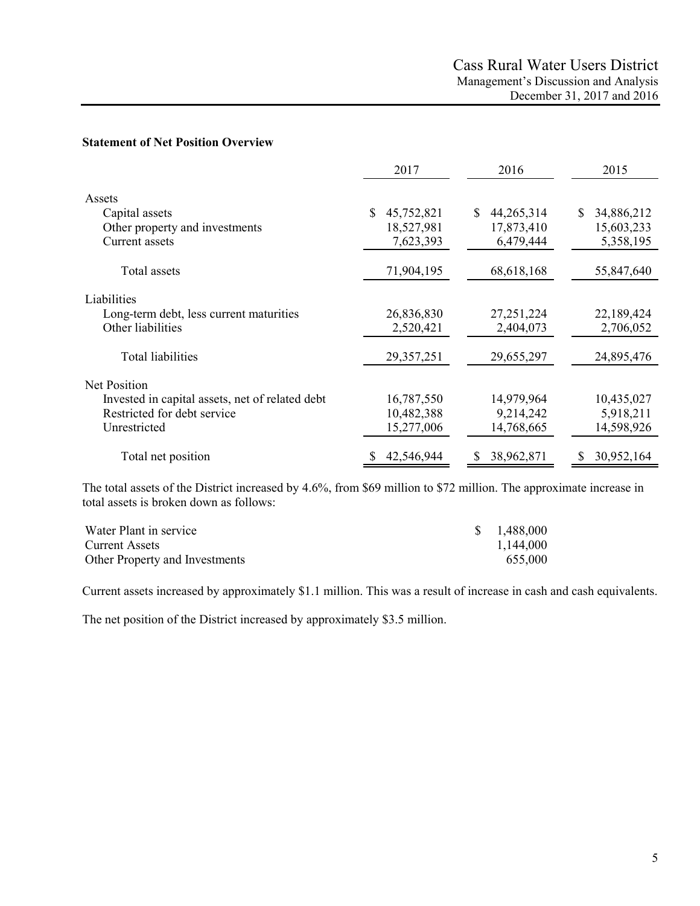**Statement of Net Position Overview**

| | 2017 | 2016 | 2015 |
|---|---|---|---|
| Assets | | | |
| Capital assets | $ 45,752,821 | $ 44,265,314 | $ 34,886,212 |
| Other property and investments | 18,527,981 | 17,873,410 | 15,603,233 |
| Current assets | 7,623,393 | 6,479,444 | 5,358,195 |
| Total assets | 71,904,195 | 68,618,168 | 55,847,640 |
| Liabilities | | | |
| Long-term debt, less current maturities | 26,836,830 | 27,251,224 | 22,189,424 |
| Other liabilities | 2,520,421 | 2,404,073 | 2,706,052 |
| Total liabilities | 29,357,251 | 29,655,297 | 24,895,476 |
| Net Position | | | |
| Invested in capital assets, net of related debt | 16,787,550 | 14,979,964 | 10,435,027 |
| Restricted for debt service | 10,482,388 | 9,214,242 | 5,918,211 |
| Unrestricted | 15,277,006 | 14,768,665 | 14,598,926 |
| Total net position | $ 42,546,944 | $ 38,962,871 | $ 30,952,164 |

The total assets of the District increased by 4.6%, from $69 million to $72 million. The approximate increase in total assets is broken down as follows:

| | |
|---|---|
| Water Plant in service | $ 1,488,000 |
| Current Assets | 1,144,000 |
| Other Property and Investments | 655,000 |

Current assets increased by approximately $1.1 million. This was a result of increase in cash and cash equivalents.

The net position of the District increased by approximately $3.5 million.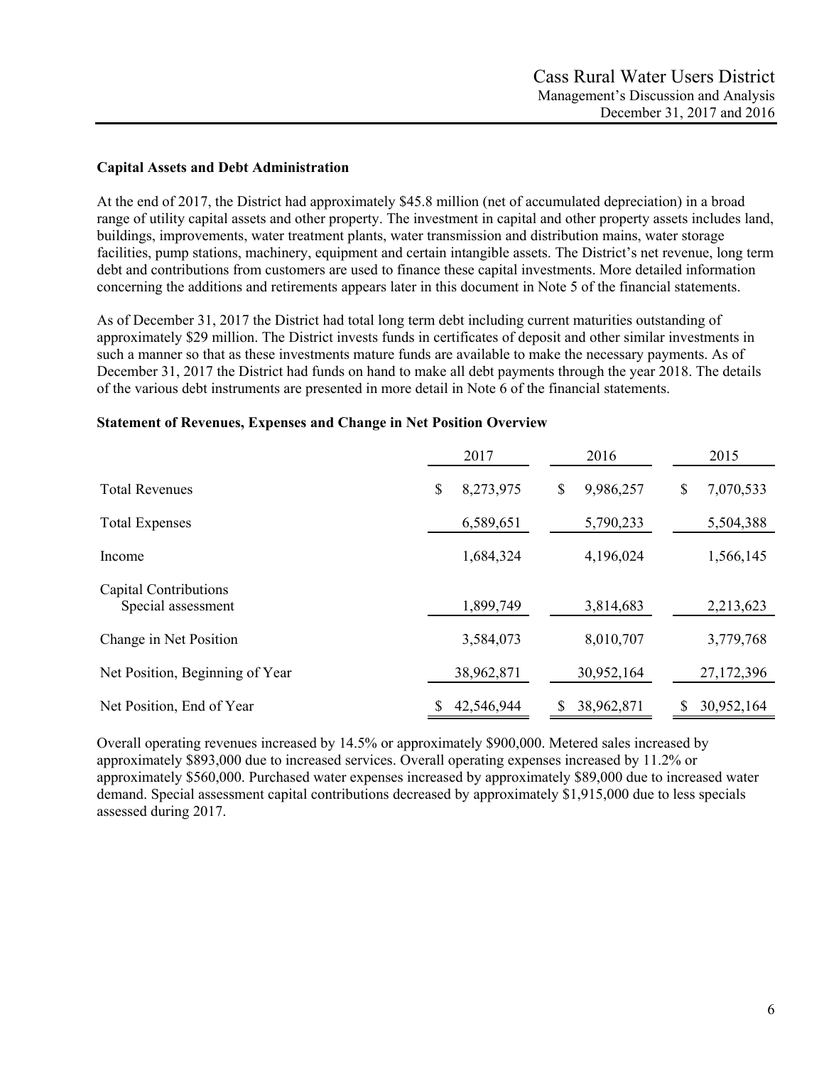### Capital Assets and Debt Administration

At the end of 2017, the District had approximately $45.8 million (net of accumulated depreciation) in a broad range of utility capital assets and other property. The investment in capital and other property assets includes land, buildings, improvements, water treatment plants, water transmission and distribution mains, water storage facilities, pump stations, machinery, equipment and certain intangible assets. The District's net revenue, long term debt and contributions from customers are used to finance these capital investments. More detailed information concerning the additions and retirements appears later in this document in Note 5 of the financial statements.

As of December 31, 2017 the District had total long term debt including current maturities outstanding of approximately $29 million. The District invests funds in certificates of deposit and other similar investments in such a manner so that as these investments mature funds are available to make the necessary payments. As of December 31, 2017 the District had funds on hand to make all debt payments through the year 2018. The details of the various debt instruments are presented in more detail in Note 6 of the financial statements.

### Statement of Revenues, Expenses and Change in Net Position Overview

| | 2017 | 2016 | 2015 |
|---|---|---|---|
| Total Revenues | $ 8,273,975 | $ 9,986,257 | $ 7,070,533 |
| Total Expenses | 6,589,651 | 5,790,233 | 5,504,388 |
| Income | 1,684,324 | 4,196,024 | 1,566,145 |
| Capital Contributions<br>Special assessment | 1,899,749 | 3,814,683 | 2,213,623 |
| Change in Net Position | 3,584,073 | 8,010,707 | 3,779,768 |
| Net Position, Beginning of Year | 38,962,871 | 30,952,164 | 27,172,396 |
| Net Position, End of Year | $ 42,546,944 | $ 38,962,871 | $ 30,952,164 |

Overall operating revenues increased by 14.5% or approximately $900,000. Metered sales increased by approximately $893,000 due to increased services. Overall operating expenses increased by 11.2% or approximately $560,000. Purchased water expenses increased by approximately $89,000 due to increased water demand. Special assessment capital contributions decreased by approximately $1,915,000 due to less specials assessed during 2017.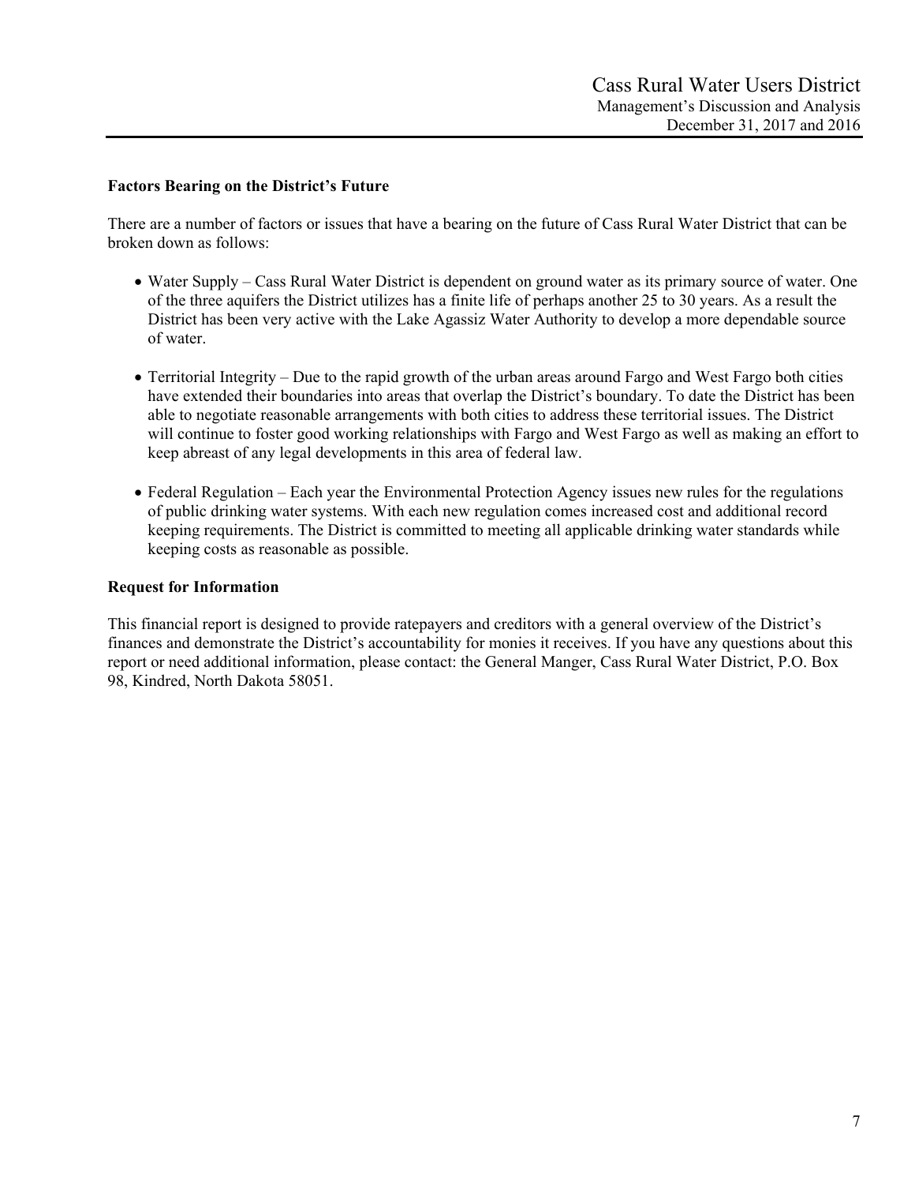**Factors Bearing on the District's Future**

There are a number of factors or issues that have a bearing on the future of Cass Rural Water District that can be broken down as follows:

- Water Supply – Cass Rural Water District is dependent on ground water as its primary source of water. One of the three aquifers the District utilizes has a finite life of perhaps another 25 to 30 years. As a result the District has been very active with the Lake Agassiz Water Authority to develop a more dependable source of water.

- Territorial Integrity – Due to the rapid growth of the urban areas around Fargo and West Fargo both cities have extended their boundaries into areas that overlap the District's boundary. To date the District has been able to negotiate reasonable arrangements with both cities to address these territorial issues. The District will continue to foster good working relationships with Fargo and West Fargo as well as making an effort to keep abreast of any legal developments in this area of federal law.

- Federal Regulation – Each year the Environmental Protection Agency issues new rules for the regulations of public drinking water systems. With each new regulation comes increased cost and additional record keeping requirements. The District is committed to meeting all applicable drinking water standards while keeping costs as reasonable as possible.

**Request for Information**

This financial report is designed to provide ratepayers and creditors with a general overview of the District's finances and demonstrate the District's accountability for monies it receives. If you have any questions about this report or need additional information, please contact: the General Manger, Cass Rural Water District, P.O. Box 98, Kindred, North Dakota 58051.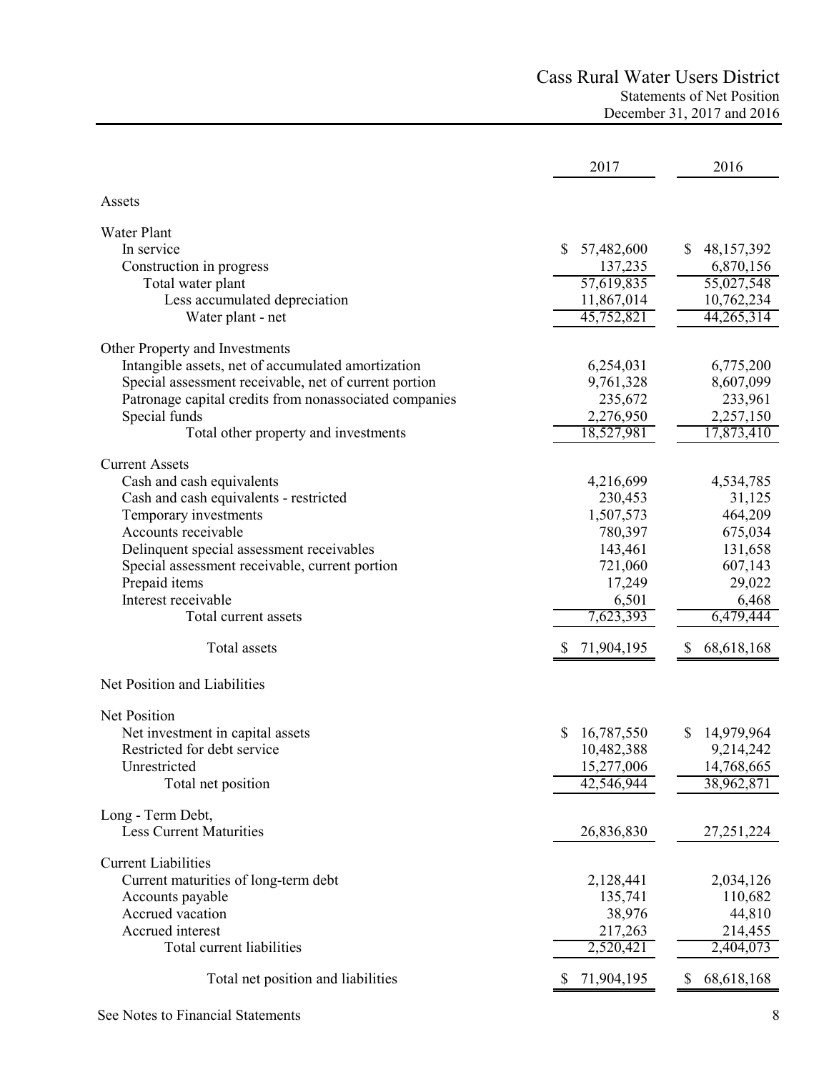# Cass Rural Water Users District

## Statements of Net Position

### December 31, 2017 and 2016

| | 2017 | 2016 |
|---|---|---|
| **Assets** | | |
| **Water Plant** | | |
| In service | $ 57,482,600 | $ 48,157,392 |
| Construction in progress | 137,235 | 6,870,156 |
| Total water plant | 57,619,835 | 55,027,548 |
| Less accumulated depreciation | 11,867,014 | 10,762,234 |
| Water plant - net | 45,752,821 | 44,265,314 |
| **Other Property and Investments** | | |
| Intangible assets, net of accumulated amortization | 6,254,031 | 6,775,200 |
| Special assessment receivable, net of current portion | 9,761,328 | 8,607,099 |
| Patronage capital credits from nonassociated companies | 235,672 | 233,961 |
| Special funds | 2,276,950 | 2,257,150 |
| Total other property and investments | 18,527,981 | 17,873,410 |
| **Current Assets** | | |
| Cash and cash equivalents | 4,216,699 | 4,534,785 |
| Cash and cash equivalents - restricted | 230,453 | 31,125 |
| Temporary investments | 1,507,573 | 464,209 |
| Accounts receivable | 780,397 | 675,034 |
| Delinquent special assessment receivables | 143,461 | 131,658 |
| Special assessment receivable, current portion | 721,060 | 607,143 |
| Prepaid items | 17,249 | 29,022 |
| Interest receivable | 6,501 | 6,468 |
| Total current assets | 7,623,393 | 6,479,444 |
| Total assets | $ 71,904,195 | $ 68,618,168 |
| **Net Position and Liabilities** | | |
| **Net Position** | | |
| Net investment in capital assets | $ 16,787,550 | $ 14,979,964 |
| Restricted for debt service | 10,482,388 | 9,214,242 |
| Unrestricted | 15,277,006 | 14,768,665 |
| Total net position | 42,546,944 | 38,962,871 |
| **Long - Term Debt, Less Current Maturities** | 26,836,830 | 27,251,224 |
| **Current Liabilities** | | |
| Current maturities of long-term debt | 2,128,441 | 2,034,126 |
| Accounts payable | 135,741 | 110,682 |
| Accrued vacation | 38,976 | 44,810 |
| Accrued interest | 217,263 | 214,455 |
| Total current liabilities | 2,520,421 | 2,404,073 |
| Total net position and liabilities | $ 71,904,195 | $ 68,618,168 |

See Notes to Financial Statements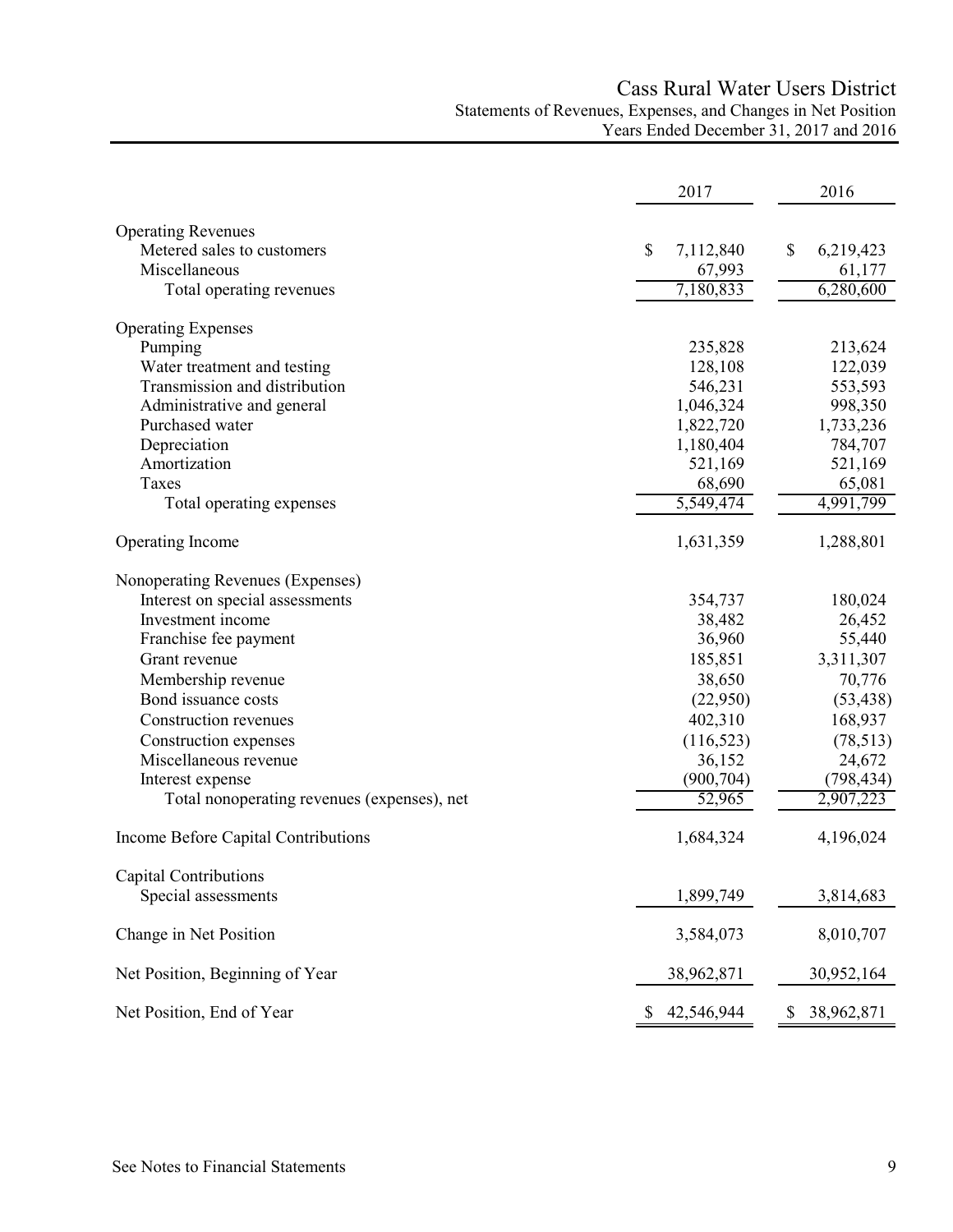# Cass Rural Water Users District

## Statements of Revenues, Expenses, and Changes in Net Position

### Years Ended December 31, 2017 and 2016

| | 2017 | 2016 |
|---|---|---|
| **Operating Revenues** | | |
| Metered sales to customers | $ 7,112,840 | $ 6,219,423 |
| Miscellaneous | 67,993 | 61,177 |
| Total operating revenues | 7,180,833 | 6,280,600 |
| **Operating Expenses** | | |
| Pumping | 235,828 | 213,624 |
| Water treatment and testing | 128,108 | 122,039 |
| Transmission and distribution | 546,231 | 553,593 |
| Administrative and general | 1,046,324 | 998,350 |
| Purchased water | 1,822,720 | 1,733,236 |
| Depreciation | 1,180,404 | 784,707 |
| Amortization | 521,169 | 521,169 |
| Taxes | 68,690 | 65,081 |
| Total operating expenses | 5,549,474 | 4,991,799 |
| **Operating Income** | 1,631,359 | 1,288,801 |
| **Nonoperating Revenues (Expenses)** | | |
| Interest on special assessments | 354,737 | 180,024 |
| Investment income | 38,482 | 26,452 |
| Franchise fee payment | 36,960 | 55,440 |
| Grant revenue | 185,851 | 3,311,307 |
| Membership revenue | 38,650 | 70,776 |
| Bond issuance costs | (22,950) | (53,438) |
| Construction revenues | 402,310 | 168,937 |
| Construction expenses | (116,523) | (78,513) |
| Miscellaneous revenue | 36,152 | 24,672 |
| Interest expense | (900,704) | (798,434) |
| Total nonoperating revenues (expenses), net | 52,965 | 2,907,223 |
| **Income Before Capital Contributions** | 1,684,324 | 4,196,024 |
| **Capital Contributions** | | |
| Special assessments | 1,899,749 | 3,814,683 |
| **Change in Net Position** | 3,584,073 | 8,010,707 |
| **Net Position, Beginning of Year** | 38,962,871 | 30,952,164 |
| **Net Position, End of Year** | $ 42,546,944 | $ 38,962,871 |

See Notes to Financial Statements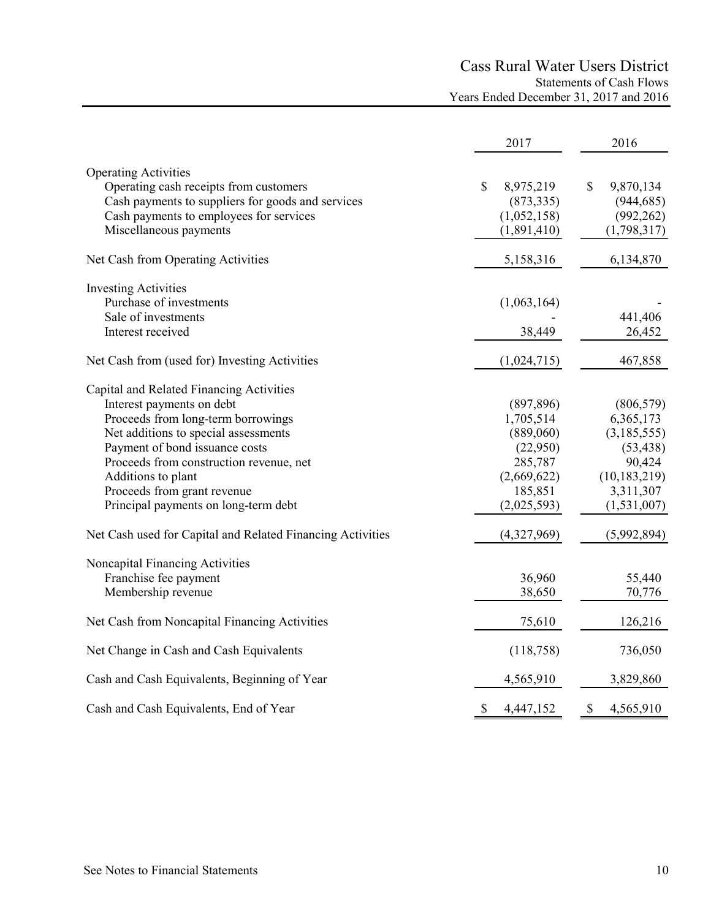# Cass Rural Water Users District

## Statements of Cash Flows

### Years Ended December 31, 2017 and 2016

| | 2017 | 2016 |
|---|---|---|
| **Operating Activities** | | |
| Operating cash receipts from customers | $ 8,975,219 | $ 9,870,134 |
| Cash payments to suppliers for goods and services | (873,335) | (944,685) |
| Cash payments to employees for services | (1,052,158) | (992,262) |
| Miscellaneous payments | (1,891,410) | (1,798,317) |
| Net Cash from Operating Activities | 5,158,316 | 6,134,870 |
| **Investing Activities** | | |
| Purchase of investments | (1,063,164) | - |
| Sale of investments | - | 441,406 |
| Interest received | 38,449 | 26,452 |
| Net Cash from (used for) Investing Activities | (1,024,715) | 467,858 |
| **Capital and Related Financing Activities** | | |
| Interest payments on debt | (897,896) | (806,579) |
| Proceeds from long-term borrowings | 1,705,514 | 6,365,173 |
| Net additions to special assessments | (889,060) | (3,185,555) |
| Payment of bond issuance costs | (22,950) | (53,438) |
| Proceeds from construction revenue, net | 285,787 | 90,424 |
| Additions to plant | (2,669,622) | (10,183,219) |
| Proceeds from grant revenue | 185,851 | 3,311,307 |
| Principal payments on long-term debt | (2,025,593) | (1,531,007) |
| Net Cash used for Capital and Related Financing Activities | (4,327,969) | (5,992,894) |
| **Noncapital Financing Activities** | | |
| Franchise fee payment | 36,960 | 55,440 |
| Membership revenue | 38,650 | 70,776 |
| Net Cash from Noncapital Financing Activities | 75,610 | 126,216 |
| Net Change in Cash and Cash Equivalents | (118,758) | 736,050 |
| Cash and Cash Equivalents, Beginning of Year | 4,565,910 | 3,829,860 |
| Cash and Cash Equivalents, End of Year | $ 4,447,152 | $ 4,565,910 |

See Notes to Financial Statements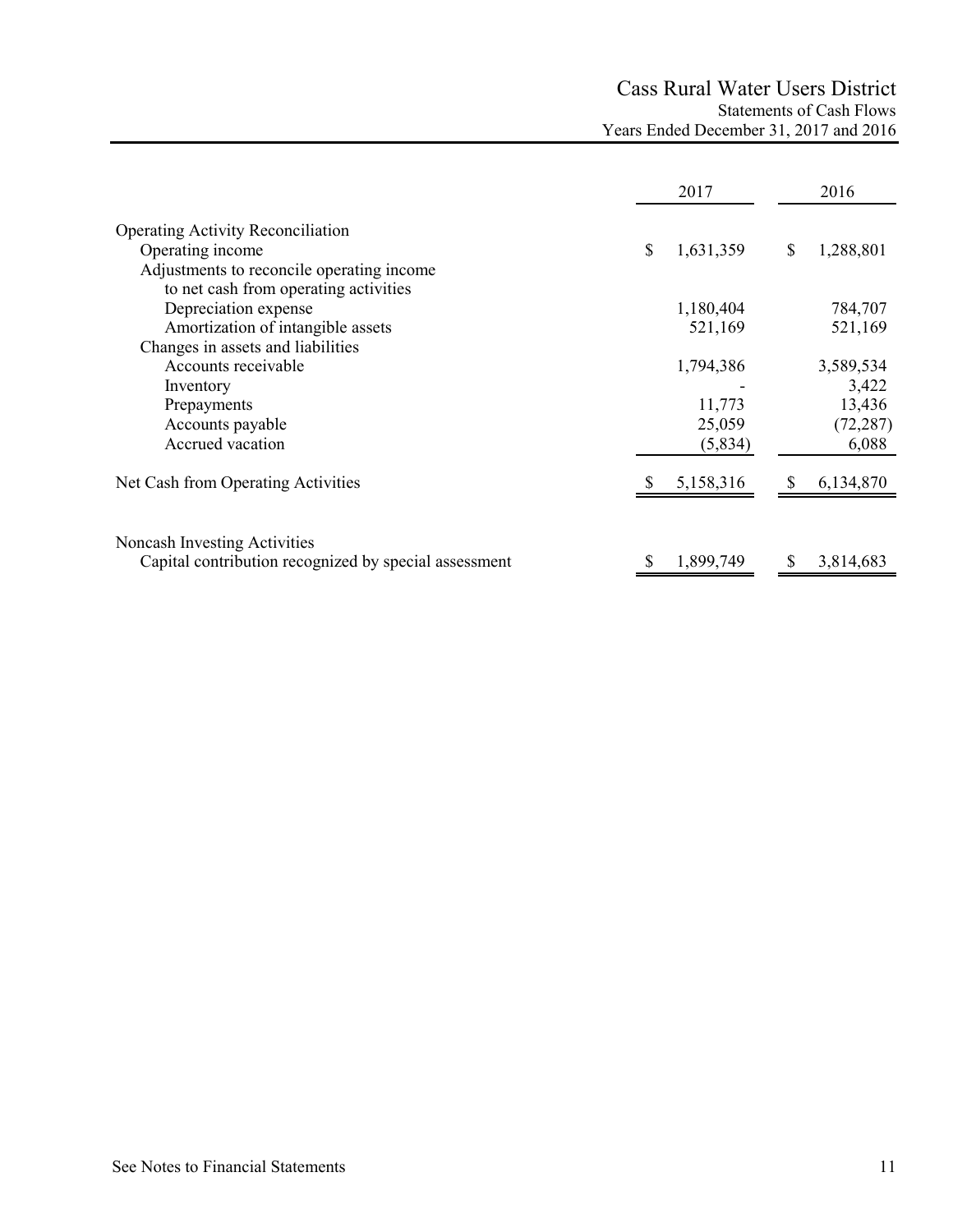# Cass Rural Water Users District

## Statements of Cash Flows

### Years Ended December 31, 2017 and 2016

| | 2017 | 2016 |
|---|---|---|
| **Operating Activity Reconciliation** | | |
| Operating income | $ 1,631,359 | $ 1,288,801 |
| Adjustments to reconcile operating income to net cash from operating activities | | |
| Depreciation expense | 1,180,404 | 784,707 |
| Amortization of intangible assets | 521,169 | 521,169 |
| Changes in assets and liabilities | | |
| Accounts receivable | 1,794,386 | 3,589,534 |
| Inventory | - | 3,422 |
| Prepayments | 11,773 | 13,436 |
| Accounts payable | 25,059 | (72,287) |
| Accrued vacation | (5,834) | 6,088 |
| Net Cash from Operating Activities | $ 5,158,316 | $ 6,134,870 |
| | | |
| **Noncash Investing Activities** | | |
| Capital contribution recognized by special assessment | $ 1,899,749 | $ 3,814,683 |

See Notes to Financial Statements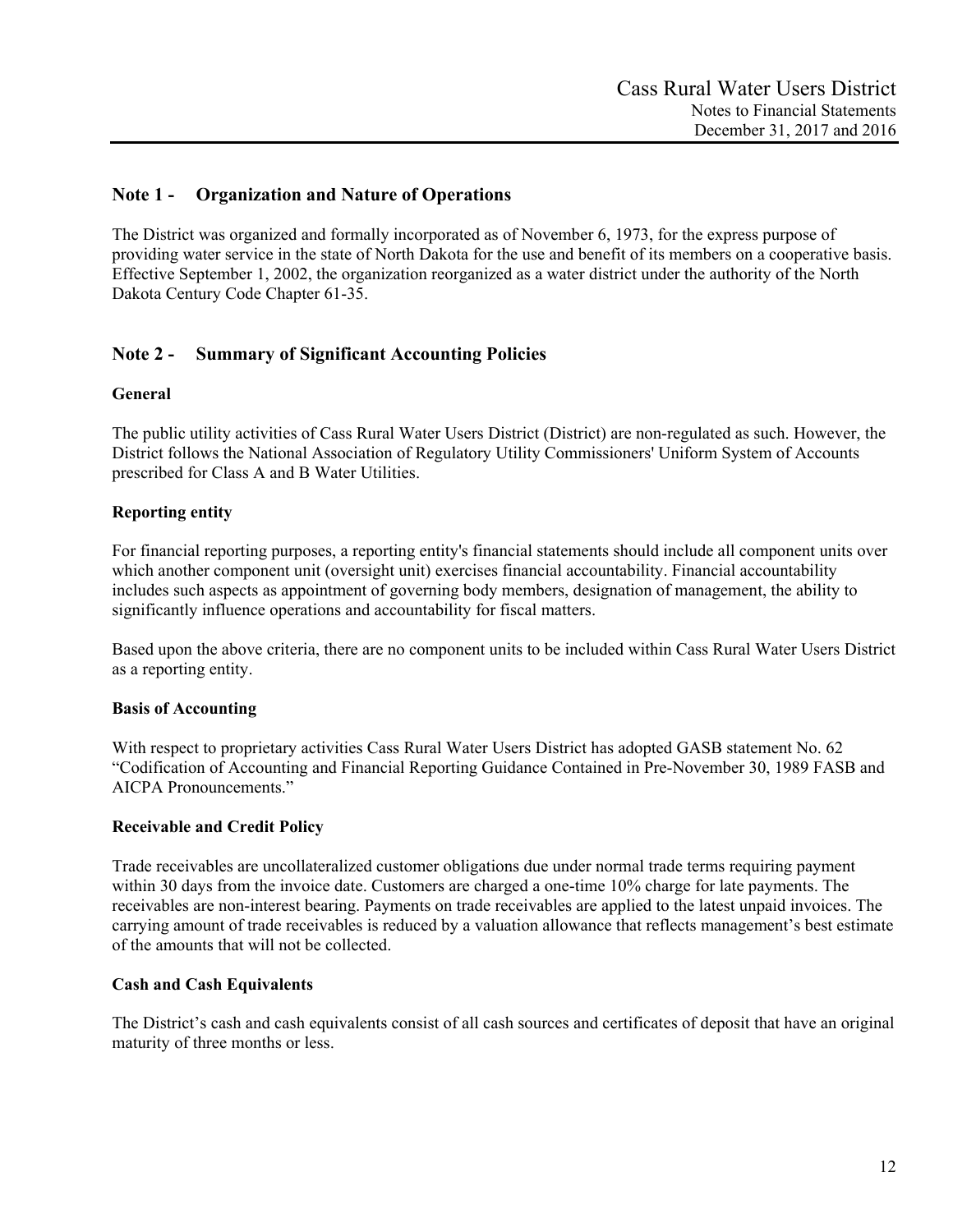## Note 1 - Organization and Nature of Operations

The District was organized and formally incorporated as of November 6, 1973, for the express purpose of providing water service in the state of North Dakota for the use and benefit of its members on a cooperative basis. Effective September 1, 2002, the organization reorganized as a water district under the authority of the North Dakota Century Code Chapter 61-35.

## Note 2 - Summary of Significant Accounting Policies

### General

The public utility activities of Cass Rural Water Users District (District) are non-regulated as such. However, the District follows the National Association of Regulatory Utility Commissioners' Uniform System of Accounts prescribed for Class A and B Water Utilities.

### Reporting entity

For financial reporting purposes, a reporting entity's financial statements should include all component units over which another component unit (oversight unit) exercises financial accountability. Financial accountability includes such aspects as appointment of governing body members, designation of management, the ability to significantly influence operations and accountability for fiscal matters.

Based upon the above criteria, there are no component units to be included within Cass Rural Water Users District as a reporting entity.

### Basis of Accounting

With respect to proprietary activities Cass Rural Water Users District has adopted GASB statement No. 62 "Codification of Accounting and Financial Reporting Guidance Contained in Pre-November 30, 1989 FASB and AICPA Pronouncements."

### Receivable and Credit Policy

Trade receivables are uncollateralized customer obligations due under normal trade terms requiring payment within 30 days from the invoice date. Customers are charged a one-time 10% charge for late payments. The receivables are non-interest bearing. Payments on trade receivables are applied to the latest unpaid invoices. The carrying amount of trade receivables is reduced by a valuation allowance that reflects management's best estimate of the amounts that will not be collected.

### Cash and Cash Equivalents

The District's cash and cash equivalents consist of all cash sources and certificates of deposit that have an original maturity of three months or less.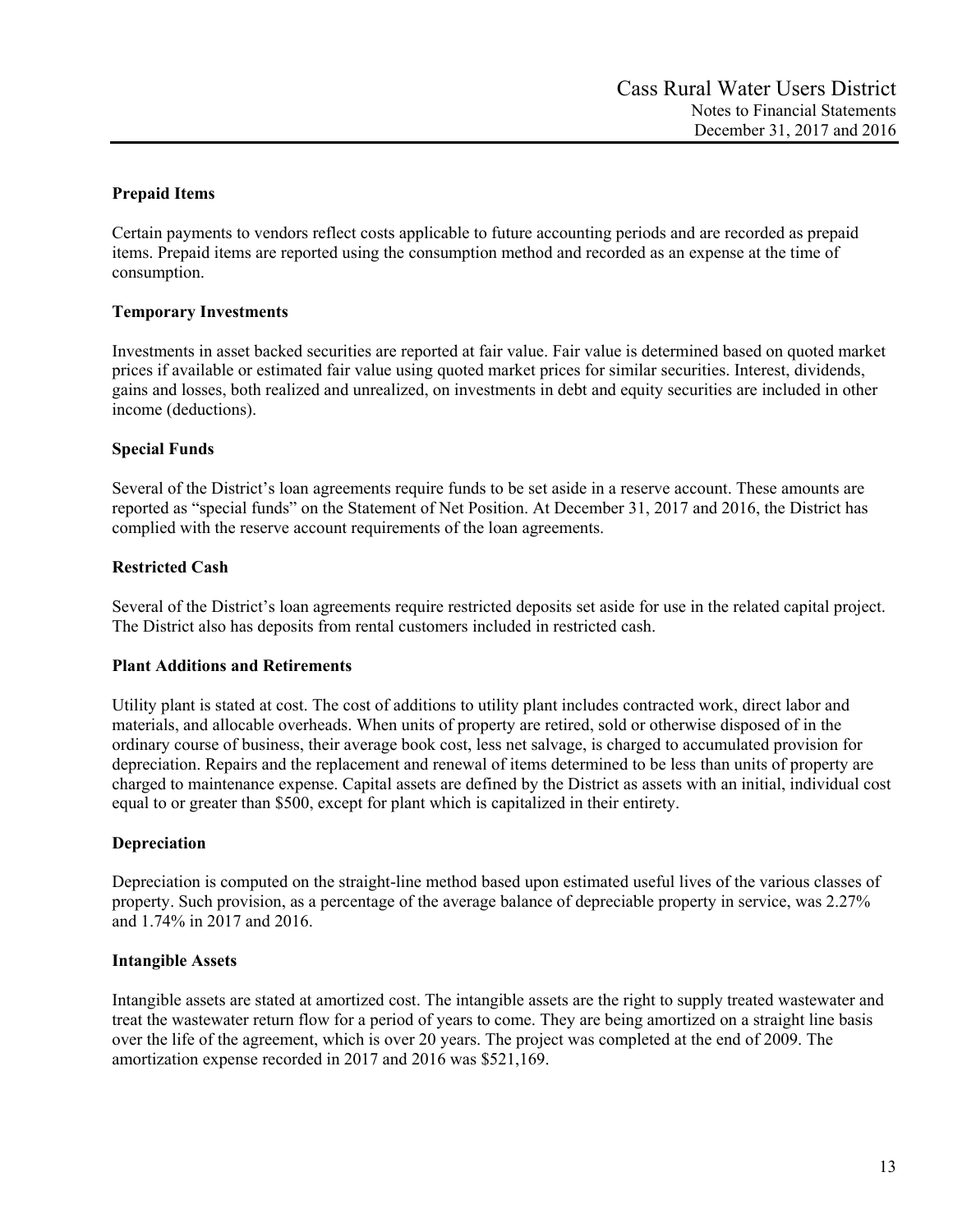### Prepaid Items

Certain payments to vendors reflect costs applicable to future accounting periods and are recorded as prepaid items. Prepaid items are reported using the consumption method and recorded as an expense at the time of consumption.

### Temporary Investments

Investments in asset backed securities are reported at fair value. Fair value is determined based on quoted market prices if available or estimated fair value using quoted market prices for similar securities. Interest, dividends, gains and losses, both realized and unrealized, on investments in debt and equity securities are included in other income (deductions).

### Special Funds

Several of the District's loan agreements require funds to be set aside in a reserve account. These amounts are reported as "special funds" on the Statement of Net Position. At December 31, 2017 and 2016, the District has complied with the reserve account requirements of the loan agreements.

### Restricted Cash

Several of the District's loan agreements require restricted deposits set aside for use in the related capital project. The District also has deposits from rental customers included in restricted cash.

### Plant Additions and Retirements

Utility plant is stated at cost. The cost of additions to utility plant includes contracted work, direct labor and materials, and allocable overheads. When units of property are retired, sold or otherwise disposed of in the ordinary course of business, their average book cost, less net salvage, is charged to accumulated provision for depreciation. Repairs and the replacement and renewal of items determined to be less than units of property are charged to maintenance expense. Capital assets are defined by the District as assets with an initial, individual cost equal to or greater than $500, except for plant which is capitalized in their entirety.

### Depreciation

Depreciation is computed on the straight-line method based upon estimated useful lives of the various classes of property. Such provision, as a percentage of the average balance of depreciable property in service, was 2.27% and 1.74% in 2017 and 2016.

### Intangible Assets

Intangible assets are stated at amortized cost. The intangible assets are the right to supply treated wastewater and treat the wastewater return flow for a period of years to come. They are being amortized on a straight line basis over the life of the agreement, which is over 20 years. The project was completed at the end of 2009. The amortization expense recorded in 2017 and 2016 was $521,169.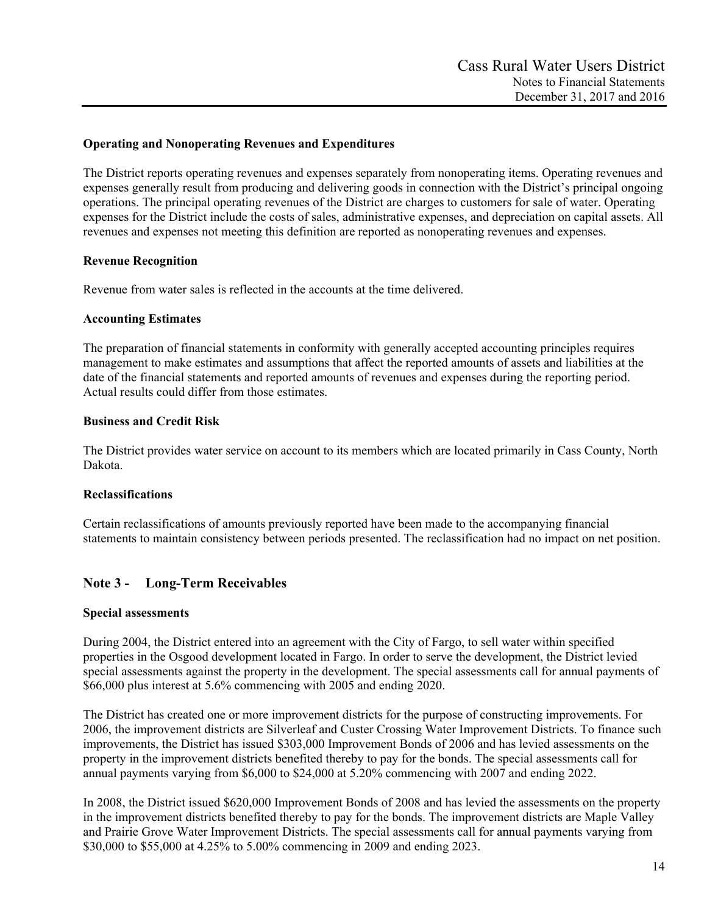### Operating and Nonoperating Revenues and Expenditures

The District reports operating revenues and expenses separately from nonoperating items. Operating revenues and expenses generally result from producing and delivering goods in connection with the District's principal ongoing operations. The principal operating revenues of the District are charges to customers for sale of water. Operating expenses for the District include the costs of sales, administrative expenses, and depreciation on capital assets. All revenues and expenses not meeting this definition are reported as nonoperating revenues and expenses.

### Revenue Recognition

Revenue from water sales is reflected in the accounts at the time delivered.

### Accounting Estimates

The preparation of financial statements in conformity with generally accepted accounting principles requires management to make estimates and assumptions that affect the reported amounts of assets and liabilities at the date of the financial statements and reported amounts of revenues and expenses during the reporting period. Actual results could differ from those estimates.

### Business and Credit Risk

The District provides water service on account to its members which are located primarily in Cass County, North Dakota.

### Reclassifications

Certain reclassifications of amounts previously reported have been made to the accompanying financial statements to maintain consistency between periods presented. The reclassification had no impact on net position.

## Note 3 - Long-Term Receivables

### Special assessments

During 2004, the District entered into an agreement with the City of Fargo, to sell water within specified properties in the Osgood development located in Fargo. In order to serve the development, the District levied special assessments against the property in the development. The special assessments call for annual payments of $66,000 plus interest at 5.6% commencing with 2005 and ending 2020.

The District has created one or more improvement districts for the purpose of constructing improvements. For 2006, the improvement districts are Silverleaf and Custer Crossing Water Improvement Districts. To finance such improvements, the District has issued $303,000 Improvement Bonds of 2006 and has levied assessments on the property in the improvement districts benefited thereby to pay for the bonds. The special assessments call for annual payments varying from $6,000 to $24,000 at 5.20% commencing with 2007 and ending 2022.

In 2008, the District issued $620,000 Improvement Bonds of 2008 and has levied the assessments on the property in the improvement districts benefited thereby to pay for the bonds. The improvement districts are Maple Valley and Prairie Grove Water Improvement Districts. The special assessments call for annual payments varying from $30,000 to $55,000 at 4.25% to 5.00% commencing in 2009 and ending 2023.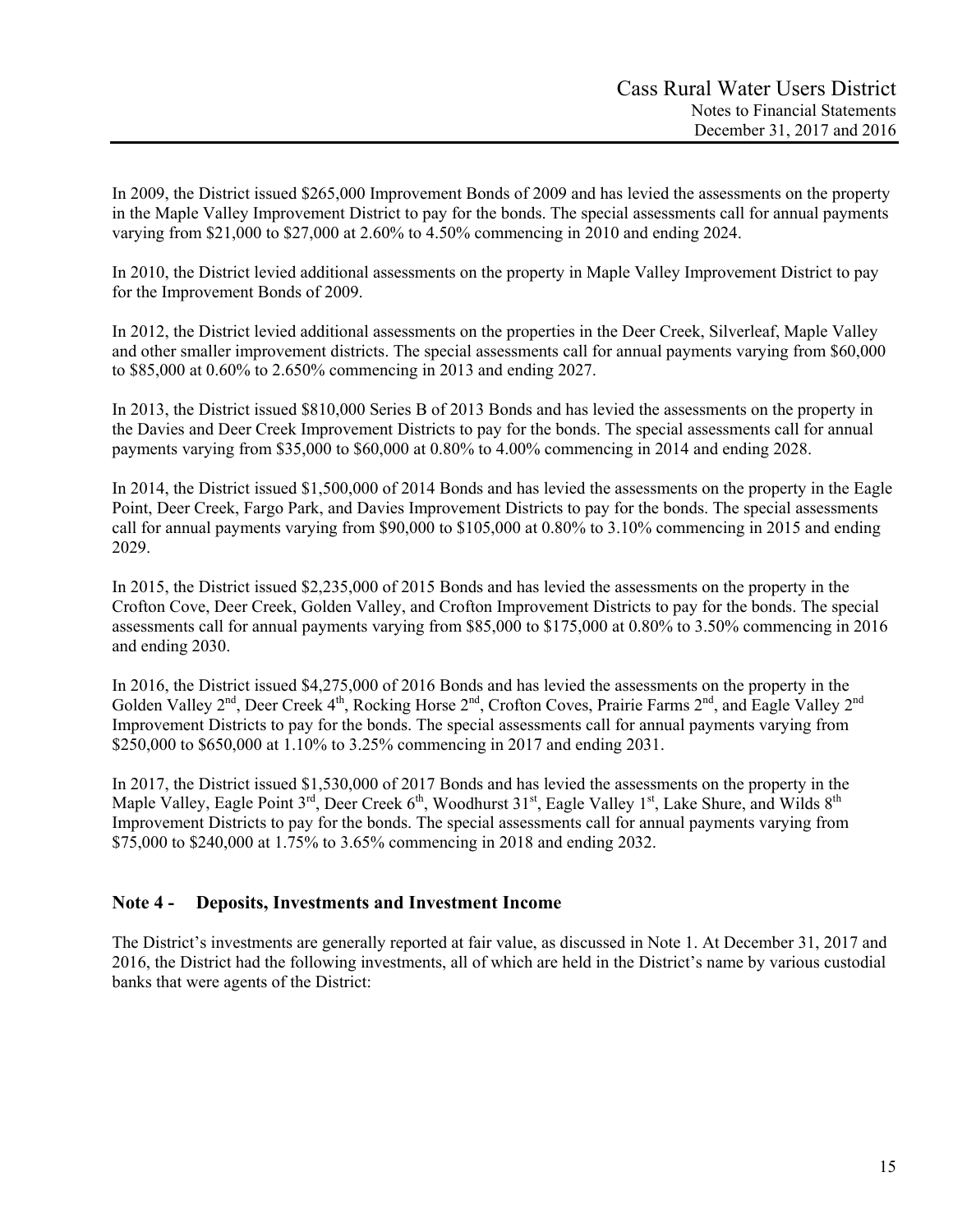In 2009, the District issued $265,000 Improvement Bonds of 2009 and has levied the assessments on the property in the Maple Valley Improvement District to pay for the bonds. The special assessments call for annual payments varying from $21,000 to $27,000 at 2.60% to 4.50% commencing in 2010 and ending 2024.

In 2010, the District levied additional assessments on the property in Maple Valley Improvement District to pay for the Improvement Bonds of 2009.

In 2012, the District levied additional assessments on the properties in the Deer Creek, Silverleaf, Maple Valley and other smaller improvement districts. The special assessments call for annual payments varying from $60,000 to $85,000 at 0.60% to 2.650% commencing in 2013 and ending 2027.

In 2013, the District issued $810,000 Series B of 2013 Bonds and has levied the assessments on the property in the Davies and Deer Creek Improvement Districts to pay for the bonds. The special assessments call for annual payments varying from $35,000 to $60,000 at 0.80% to 4.00% commencing in 2014 and ending 2028.

In 2014, the District issued $1,500,000 of 2014 Bonds and has levied the assessments on the property in the Eagle Point, Deer Creek, Fargo Park, and Davies Improvement Districts to pay for the bonds. The special assessments call for annual payments varying from $90,000 to $105,000 at 0.80% to 3.10% commencing in 2015 and ending 2029.

In 2015, the District issued $2,235,000 of 2015 Bonds and has levied the assessments on the property in the Crofton Cove, Deer Creek, Golden Valley, and Crofton Improvement Districts to pay for the bonds. The special assessments call for annual payments varying from $85,000 to $175,000 at 0.80% to 3.50% commencing in 2016 and ending 2030.

In 2016, the District issued $4,275,000 of 2016 Bonds and has levied the assessments on the property in the Golden Valley 2nd, Deer Creek 4th, Rocking Horse 2nd, Crofton Coves, Prairie Farms 2nd, and Eagle Valley 2nd Improvement Districts to pay for the bonds. The special assessments call for annual payments varying from $250,000 to $650,000 at 1.10% to 3.25% commencing in 2017 and ending 2031.

In 2017, the District issued $1,530,000 of 2017 Bonds and has levied the assessments on the property in the Maple Valley, Eagle Point 3rd, Deer Creek 6th, Woodhurst 31st, Eagle Valley 1st, Lake Shure, and Wilds 8th Improvement Districts to pay for the bonds. The special assessments call for annual payments varying from $75,000 to $240,000 at 1.75% to 3.65% commencing in 2018 and ending 2032.

## Note 4 - Deposits, Investments and Investment Income

The District's investments are generally reported at fair value, as discussed in Note 1. At December 31, 2017 and 2016, the District had the following investments, all of which are held in the District's name by various custodial banks that were agents of the District: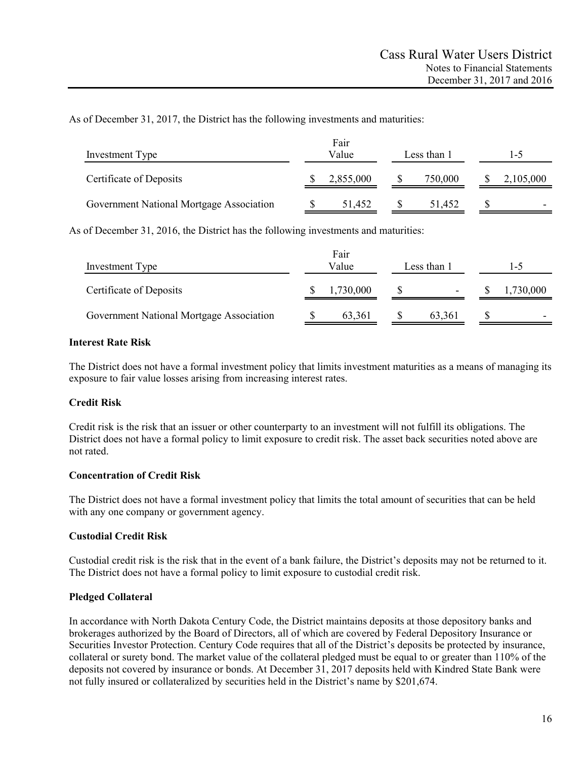As of December 31, 2017, the District has the following investments and maturities:

| Investment Type | Fair Value | Less than 1 | 1-5 |
|---|---|---|---|
| Certificate of Deposits | $ 2,855,000 | $ 750,000 | $ 2,105,000 |
| Government National Mortgage Association | $ 51,452 | $ 51,452 | $ - |

As of December 31, 2016, the District has the following investments and maturities:

| Investment Type | Fair Value | Less than 1 | 1-5 |
|---|---|---|---|
| Certificate of Deposits | $ 1,730,000 | $ - | $ 1,730,000 |
| Government National Mortgage Association | $ 63,361 | $ 63,361 | $ - |

**Interest Rate Risk**

The District does not have a formal investment policy that limits investment maturities as a means of managing its exposure to fair value losses arising from increasing interest rates.

**Credit Risk**

Credit risk is the risk that an issuer or other counterparty to an investment will not fulfill its obligations. The District does not have a formal policy to limit exposure to credit risk. The asset back securities noted above are not rated.

**Concentration of Credit Risk**

The District does not have a formal investment policy that limits the total amount of securities that can be held with any one company or government agency.

**Custodial Credit Risk**

Custodial credit risk is the risk that in the event of a bank failure, the District's deposits may not be returned to it. The District does not have a formal policy to limit exposure to custodial credit risk.

**Pledged Collateral**

In accordance with North Dakota Century Code, the District maintains deposits at those depository banks and brokerages authorized by the Board of Directors, all of which are covered by Federal Depository Insurance or Securities Investor Protection. Century Code requires that all of the District's deposits be protected by insurance, collateral or surety bond. The market value of the collateral pledged must be equal to or greater than 110% of the deposits not covered by insurance or bonds. At December 31, 2017 deposits held with Kindred State Bank were not fully insured or collateralized by securities held in the District's name by $201,674.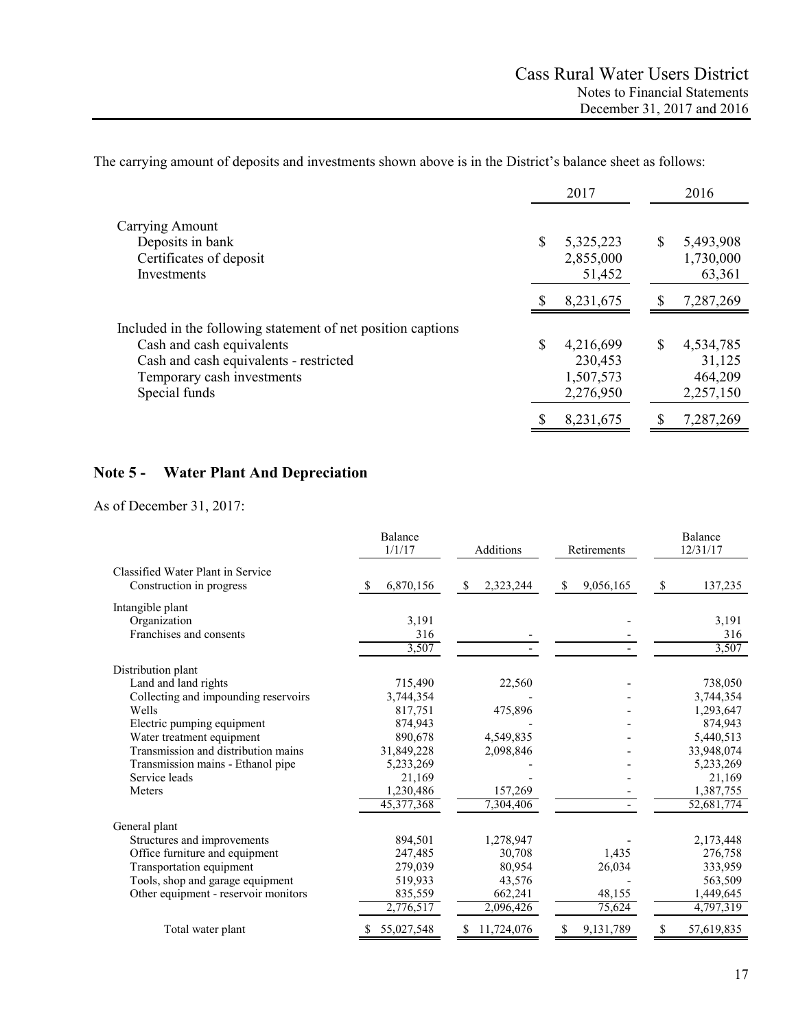The carrying amount of deposits and investments shown above is in the District's balance sheet as follows:

| | 2017 | 2016 |
|---|---|---|
| Carrying Amount | | |
| Deposits in bank | $ 5,325,223 | $ 5,493,908 |
| Certificates of deposit | 2,855,000 | 1,730,000 |
| Investments | 51,452 | 63,361 |
| | $ 8,231,675 | $ 7,287,269 |
| Included in the following statement of net position captions | | |
| Cash and cash equivalents | $ 4,216,699 | $ 4,534,785 |
| Cash and cash equivalents - restricted | 230,453 | 31,125 |
| Temporary cash investments | 1,507,573 | 464,209 |
| Special funds | 2,276,950 | 2,257,150 |
| | $ 8,231,675 | $ 7,287,269 |

## Note 5 - Water Plant And Depreciation

As of December 31, 2017:

| | Balance 1/1/17 | Additions | Retirements | Balance 12/31/17 |
|---|---|---|---|---|
| Classified Water Plant in Service | | | | |
| Construction in progress | $ 6,870,156 | $ 2,323,244 | $ 9,056,165 | $ 137,235 |
| Intangible plant | | | | |
| Organization | 3,191 | | - | 3,191 |
| Franchises and consents | 316 | - | - | 316 |
| | 3,507 | - | - | 3,507 |
| Distribution plant | | | | |
| Land and land rights | 715,490 | 22,560 | - | 738,050 |
| Collecting and impounding reservoirs | 3,744,354 | - | - | 3,744,354 |
| Wells | 817,751 | 475,896 | - | 1,293,647 |
| Electric pumping equipment | 874,943 | - | - | 874,943 |
| Water treatment equipment | 890,678 | 4,549,835 | - | 5,440,513 |
| Transmission and distribution mains | 31,849,228 | 2,098,846 | - | 33,948,074 |
| Transmission mains - Ethanol pipe | 5,233,269 | - | - | 5,233,269 |
| Service leads | 21,169 | - | - | 21,169 |
| Meters | 1,230,486 | 157,269 | - | 1,387,755 |
| | 45,377,368 | 7,304,406 | - | 52,681,774 |
| General plant | | | | |
| Structures and improvements | 894,501 | 1,278,947 | - | 2,173,448 |
| Office furniture and equipment | 247,485 | 30,708 | 1,435 | 276,758 |
| Transportation equipment | 279,039 | 80,954 | 26,034 | 333,959 |
| Tools, shop and garage equipment | 519,933 | 43,576 | - | 563,509 |
| Other equipment - reservoir monitors | 835,559 | 662,241 | 48,155 | 1,449,645 |
| | 2,776,517 | 2,096,426 | 75,624 | 4,797,319 |
| Total water plant | $ 55,027,548 | $ 11,724,076 | $ 9,131,789 | $ 57,619,835 |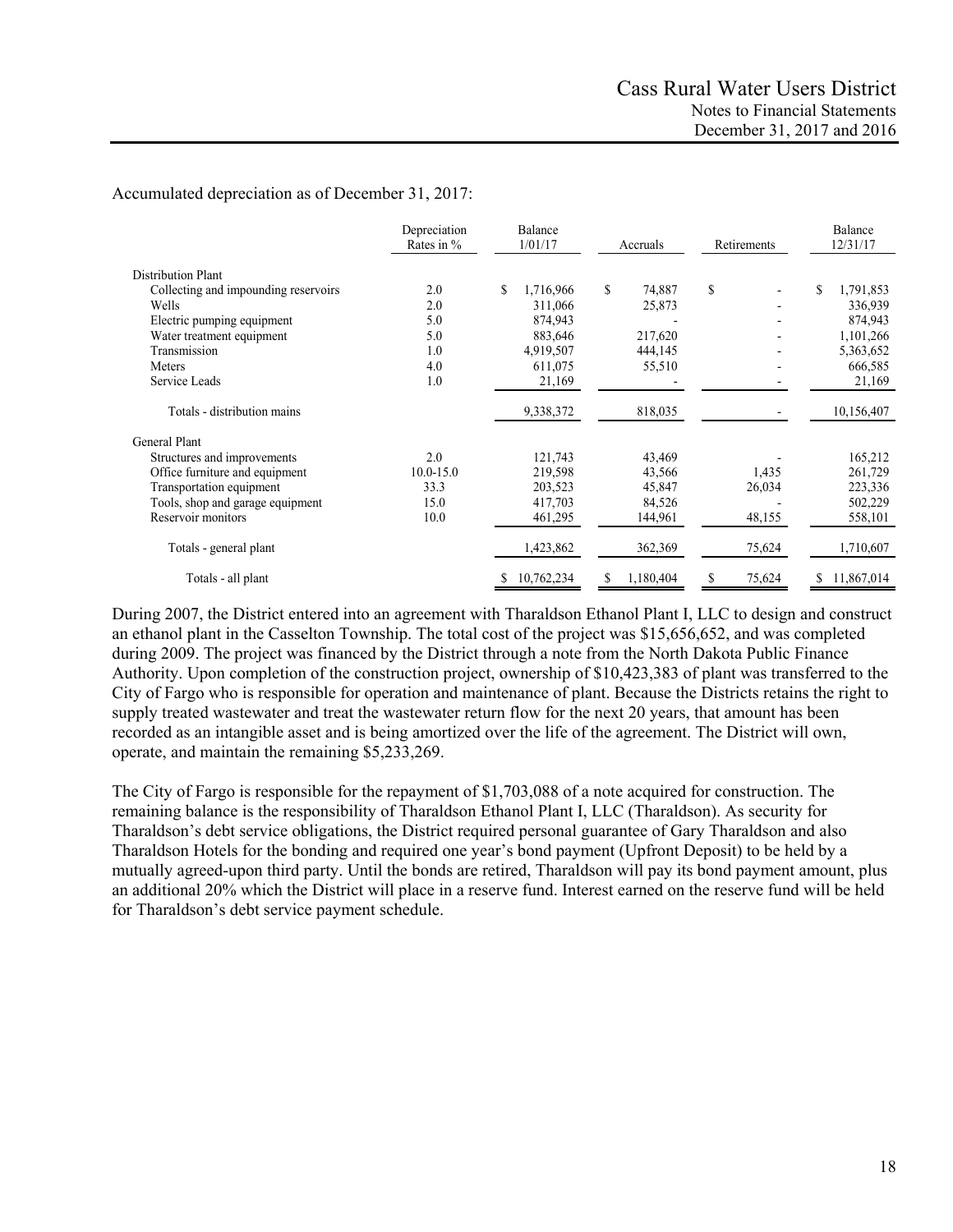Accumulated depreciation as of December 31, 2017:

| | Depreciation Rates in % | Balance 1/01/17 | Accruals | Retirements | Balance 12/31/17 |
|---|---|---|---|---|---|
| Distribution Plant | | | | | |
| Collecting and impounding reservoirs | 2.0 | $ 1,716,966 | $ 74,887 | $ - | $ 1,791,853 |
| Wells | 2.0 | 311,066 | 25,873 | - | 336,939 |
| Electric pumping equipment | 5.0 | 874,943 | - | - | 874,943 |
| Water treatment equipment | 5.0 | 883,646 | 217,620 | - | 1,101,266 |
| Transmission | 1.0 | 4,919,507 | 444,145 | - | 5,363,652 |
| Meters | 4.0 | 611,075 | 55,510 | - | 666,585 |
| Service Leads | 1.0 | 21,169 | - | - | 21,169 |
| Totals - distribution mains | | 9,338,372 | 818,035 | - | 10,156,407 |
| General Plant | | | | | |
| Structures and improvements | 2.0 | 121,743 | 43,469 | - | 165,212 |
| Office furniture and equipment | 10.0-15.0 | 219,598 | 43,566 | 1,435 | 261,729 |
| Transportation equipment | 33.3 | 203,523 | 45,847 | 26,034 | 223,336 |
| Tools, shop and garage equipment | 15.0 | 417,703 | 84,526 | - | 502,229 |
| Reservoir monitors | 10.0 | 461,295 | 144,961 | 48,155 | 558,101 |
| Totals - general plant | | 1,423,862 | 362,369 | 75,624 | 1,710,607 |
| Totals - all plant | | $ 10,762,234 | $ 1,180,404 | $ 75,624 | $ 11,867,014 |

During 2007, the District entered into an agreement with Tharaldson Ethanol Plant I, LLC to design and construct an ethanol plant in the Casselton Township. The total cost of the project was $15,656,652, and was completed during 2009. The project was financed by the District through a note from the North Dakota Public Finance Authority. Upon completion of the construction project, ownership of $10,423,383 of plant was transferred to the City of Fargo who is responsible for operation and maintenance of plant. Because the Districts retains the right to supply treated wastewater and treat the wastewater return flow for the next 20 years, that amount has been recorded as an intangible asset and is being amortized over the life of the agreement. The District will own, operate, and maintain the remaining $5,233,269.

The City of Fargo is responsible for the repayment of $1,703,088 of a note acquired for construction. The remaining balance is the responsibility of Tharaldson Ethanol Plant I, LLC (Tharaldson). As security for Tharaldson's debt service obligations, the District required personal guarantee of Gary Tharaldson and also Tharaldson Hotels for the bonding and required one year's bond payment (Upfront Deposit) to be held by a mutually agreed-upon third party. Until the bonds are retired, Tharaldson will pay its bond payment amount, plus an additional 20% which the District will place in a reserve fund. Interest earned on the reserve fund will be held for Tharaldson's debt service payment schedule.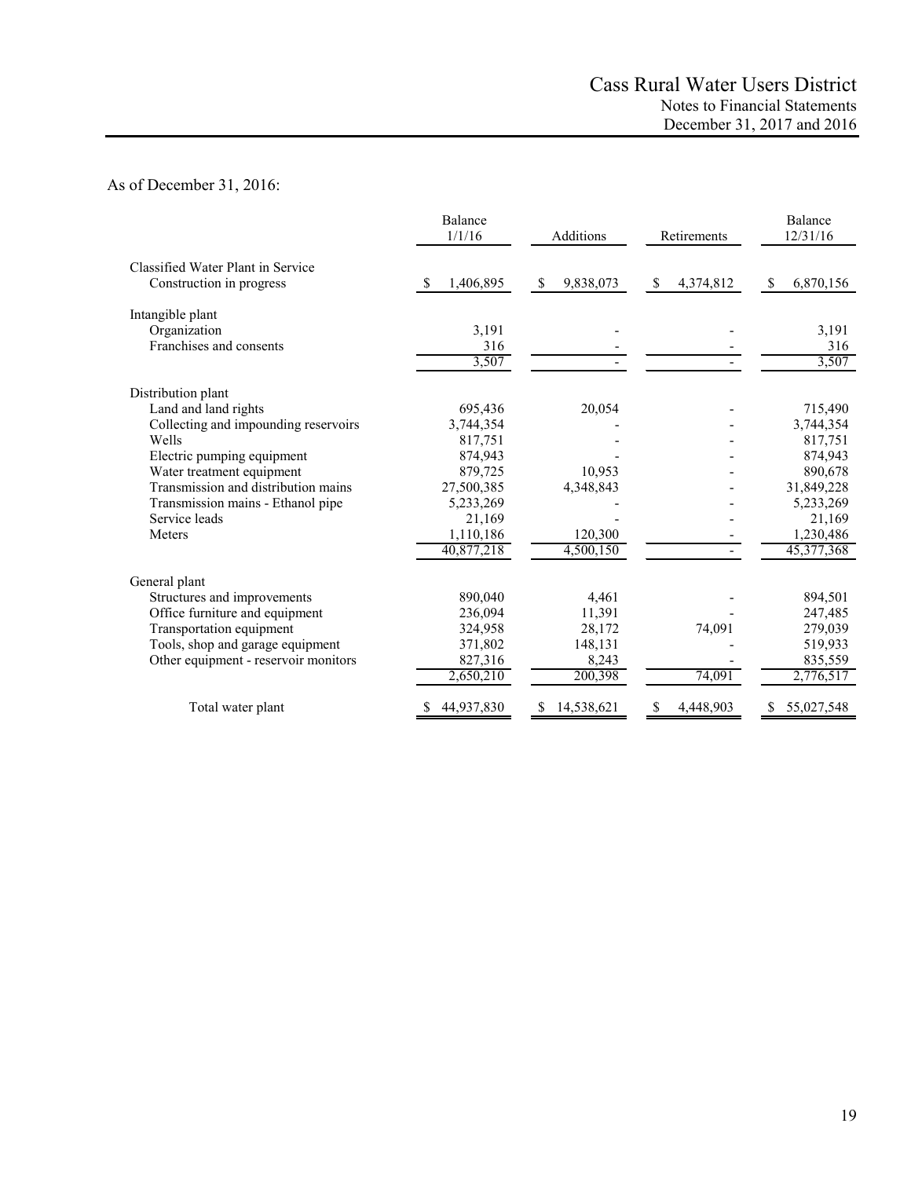As of December 31, 2016:

| | Balance 1/1/16 | Additions | Retirements | Balance 12/31/16 |
|---|---|---|---|---|
| Classified Water Plant in Service | | | | |
| Construction in progress | $ 1,406,895 | $ 9,838,073 | $ 4,374,812 | $ 6,870,156 |
| Intangible plant | | | | |
| Organization | 3,191 | - | - | 3,191 |
| Franchises and consents | 316 | - | - | 316 |
| | 3,507 | - | - | 3,507 |
| Distribution plant | | | | |
| Land and land rights | 695,436 | 20,054 | - | 715,490 |
| Collecting and impounding reservoirs | 3,744,354 | - | - | 3,744,354 |
| Wells | 817,751 | - | - | 817,751 |
| Electric pumping equipment | 874,943 | - | - | 874,943 |
| Water treatment equipment | 879,725 | 10,953 | - | 890,678 |
| Transmission and distribution mains | 27,500,385 | 4,348,843 | - | 31,849,228 |
| Transmission mains - Ethanol pipe | 5,233,269 | - | - | 5,233,269 |
| Service leads | 21,169 | - | - | 21,169 |
| Meters | 1,110,186 | 120,300 | - | 1,230,486 |
| | 40,877,218 | 4,500,150 | - | 45,377,368 |
| General plant | | | | |
| Structures and improvements | 890,040 | 4,461 | - | 894,501 |
| Office furniture and equipment | 236,094 | 11,391 | - | 247,485 |
| Transportation equipment | 324,958 | 28,172 | 74,091 | 279,039 |
| Tools, shop and garage equipment | 371,802 | 148,131 | - | 519,933 |
| Other equipment - reservoir monitors | 827,316 | 8,243 | - | 835,559 |
| | 2,650,210 | 200,398 | 74,091 | 2,776,517 |
| Total water plant | $ 44,937,830 | $ 14,538,621 | $ 4,448,903 | $ 55,027,548 |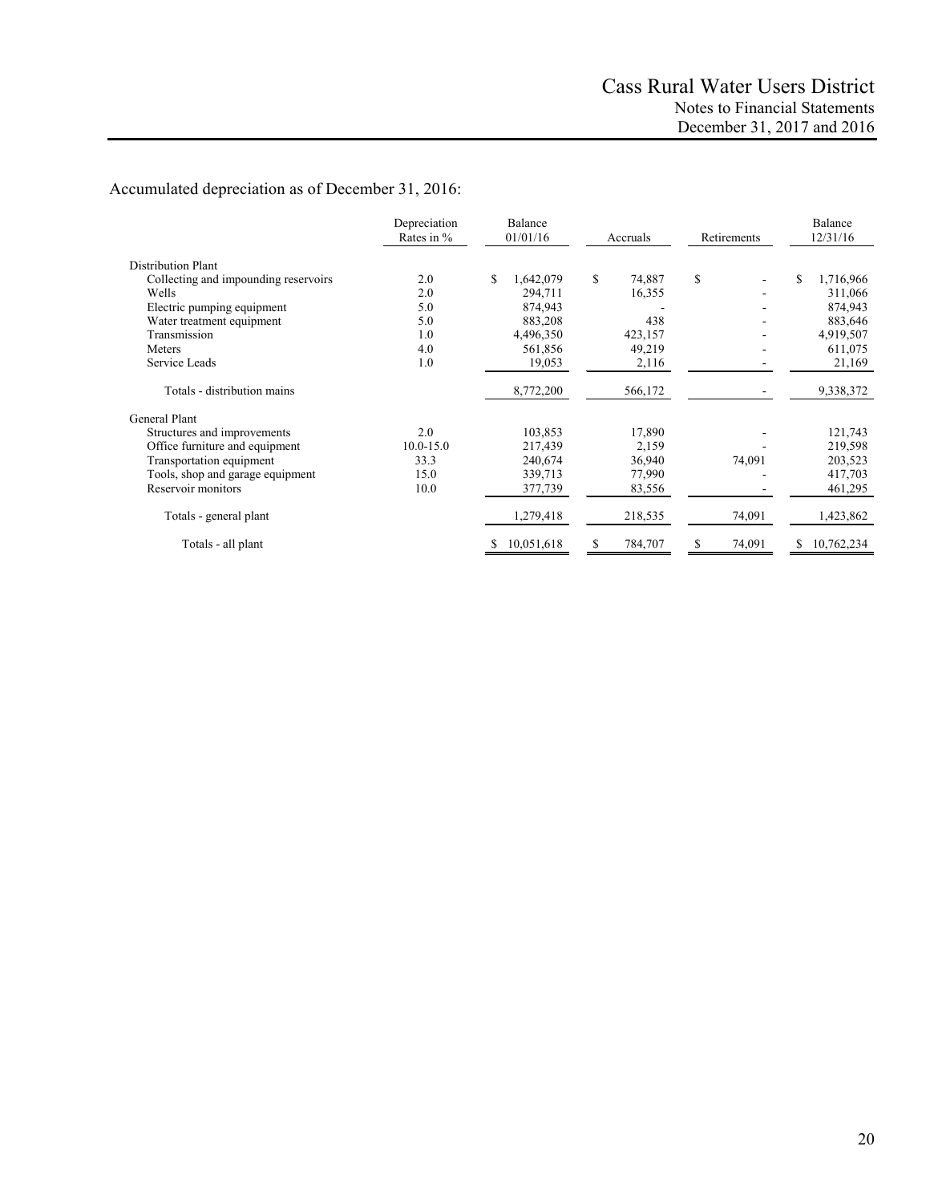Accumulated depreciation as of December 31, 2016:

| | Depreciation Rates in % | Balance 01/01/16 | Accruals | Retirements | Balance 12/31/16 |
|---|---|---|---|---|---|
| Distribution Plant | | | | | |
| Collecting and impounding reservoirs | 2.0 | $ 1,642,079 | $ 74,887 | $ - | $ 1,716,966 |
| Wells | 2.0 | 294,711 | 16,355 | - | 311,066 |
| Electric pumping equipment | 5.0 | 874,943 | - | - | 874,943 |
| Water treatment equipment | 5.0 | 883,208 | 438 | - | 883,646 |
| Transmission | 1.0 | 4,496,350 | 423,157 | - | 4,919,507 |
| Meters | 4.0 | 561,856 | 49,219 | - | 611,075 |
| Service Leads | 1.0 | 19,053 | 2,116 | - | 21,169 |
| Totals - distribution mains | | 8,772,200 | 566,172 | - | 9,338,372 |
| General Plant | | | | | |
| Structures and improvements | 2.0 | 103,853 | 17,890 | - | 121,743 |
| Office furniture and equipment | 10.0-15.0 | 217,439 | 2,159 | - | 219,598 |
| Transportation equipment | 33.3 | 240,674 | 36,940 | 74,091 | 203,523 |
| Tools, shop and garage equipment | 15.0 | 339,713 | 77,990 | - | 417,703 |
| Reservoir monitors | 10.0 | 377,739 | 83,556 | - | 461,295 |
| Totals - general plant | | 1,279,418 | 218,535 | 74,091 | 1,423,862 |
| Totals - all plant | | $ 10,051,618 | $ 784,707 | $ 74,091 | $ 10,762,234 |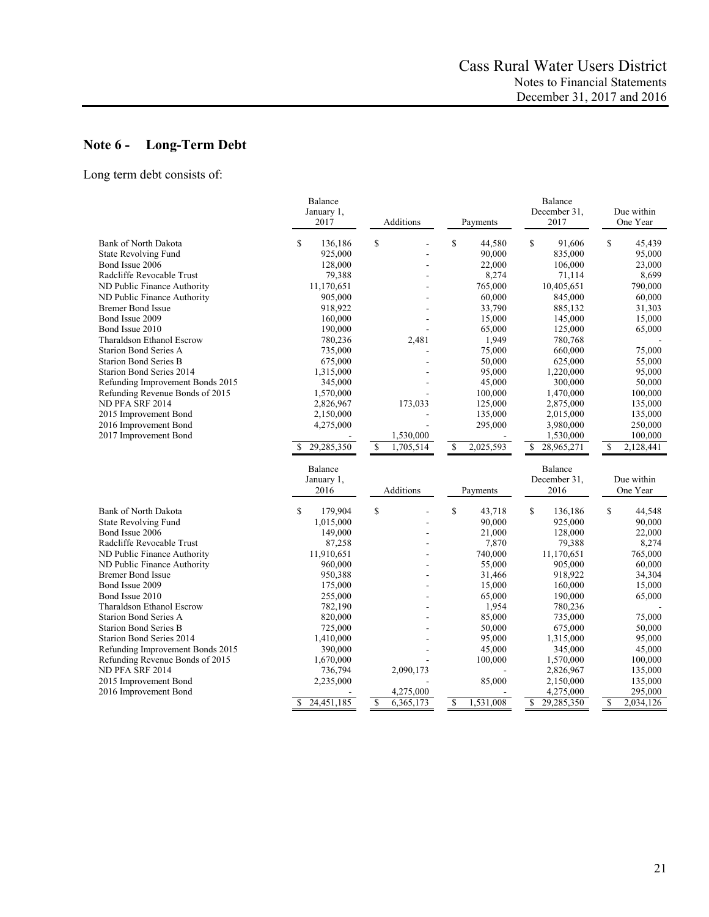## Note 6 - Long-Term Debt

Long term debt consists of:

| | Balance January 1, 2017 | Additions | Payments | Balance December 31, 2017 | Due within One Year |
|---|---|---|---|---|---|
| Bank of North Dakota | $ 136,186 | $ - | $ 44,580 | $ 91,606 | $ 45,439 |
| State Revolving Fund | 925,000 | - | 90,000 | 835,000 | 95,000 |
| Bond Issue 2006 | 128,000 | - | 22,000 | 106,000 | 23,000 |
| Radcliffe Revocable Trust | 79,388 | - | 8,274 | 71,114 | 8,699 |
| ND Public Finance Authority | 11,170,651 | - | 765,000 | 10,405,651 | 790,000 |
| ND Public Finance Authority | 905,000 | - | 60,000 | 845,000 | 60,000 |
| Bremer Bond Issue | 918,922 | - | 33,790 | 885,132 | 31,303 |
| Bond Issue 2009 | 160,000 | - | 15,000 | 145,000 | 15,000 |
| Bond Issue 2010 | 190,000 | - | 65,000 | 125,000 | 65,000 |
| Tharaldson Ethanol Escrow | 780,236 | 2,481 | 1,949 | 780,768 | - |
| Starion Bond Series A | 735,000 | - | 75,000 | 660,000 | 75,000 |
| Starion Bond Series B | 675,000 | - | 50,000 | 625,000 | 55,000 |
| Starion Bond Series 2014 | 1,315,000 | - | 95,000 | 1,220,000 | 95,000 |
| Refunding Improvement Bonds 2015 | 345,000 | - | 45,000 | 300,000 | 50,000 |
| Refunding Revenue Bonds of 2015 | 1,570,000 | - | 100,000 | 1,470,000 | 100,000 |
| ND PFA SRF 2014 | 2,826,967 | 173,033 | 125,000 | 2,875,000 | 135,000 |
| 2015 Improvement Bond | 2,150,000 | - | 135,000 | 2,015,000 | 135,000 |
| 2016 Improvement Bond | 4,275,000 | - | 295,000 | 3,980,000 | 250,000 |
| 2017 Improvement Bond | - | 1,530,000 | - | 1,530,000 | 100,000 |
| | $ 29,285,350 | $ 1,705,514 | $ 2,025,593 | $ 28,965,271 | $ 2,128,441 |

| | Balance January 1, 2016 | Additions | Payments | Balance December 31, 2016 | Due within One Year |
|---|---|---|---|---|---|
| Bank of North Dakota | $ 179,904 | $ - | $ 43,718 | $ 136,186 | $ 44,548 |
| State Revolving Fund | 1,015,000 | - | 90,000 | 925,000 | 90,000 |
| Bond Issue 2006 | 149,000 | - | 21,000 | 128,000 | 22,000 |
| Radcliffe Revocable Trust | 87,258 | - | 7,870 | 79,388 | 8,274 |
| ND Public Finance Authority | 11,910,651 | - | 740,000 | 11,170,651 | 765,000 |
| ND Public Finance Authority | 960,000 | - | 55,000 | 905,000 | 60,000 |
| Bremer Bond Issue | 950,388 | - | 31,466 | 918,922 | 34,304 |
| Bond Issue 2009 | 175,000 | - | 15,000 | 160,000 | 15,000 |
| Bond Issue 2010 | 255,000 | - | 65,000 | 190,000 | 65,000 |
| Tharaldson Ethanol Escrow | 782,190 | - | 1,954 | 780,236 | - |
| Starion Bond Series A | 820,000 | - | 85,000 | 735,000 | 75,000 |
| Starion Bond Series B | 725,000 | - | 50,000 | 675,000 | 50,000 |
| Starion Bond Series 2014 | 1,410,000 | - | 95,000 | 1,315,000 | 95,000 |
| Refunding Improvement Bonds 2015 | 390,000 | - | 45,000 | 345,000 | 45,000 |
| Refunding Revenue Bonds of 2015 | 1,670,000 | - | 100,000 | 1,570,000 | 100,000 |
| ND PFA SRF 2014 | 736,794 | 2,090,173 | - | 2,826,967 | 135,000 |
| 2015 Improvement Bond | 2,235,000 | - | 85,000 | 2,150,000 | 135,000 |
| 2016 Improvement Bond | - | 4,275,000 | - | 4,275,000 | 295,000 |
| | $ 24,451,185 | $ 6,365,173 | $ 1,531,008 | $ 29,285,350 | $ 2,034,126 |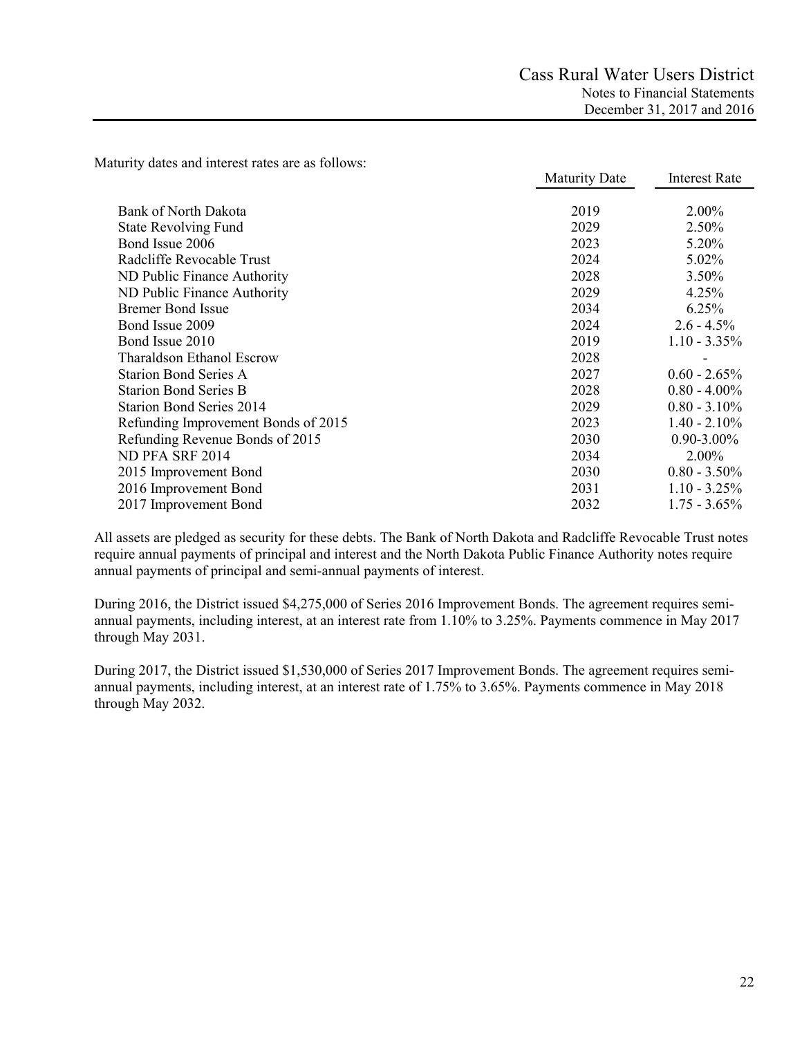Maturity dates and interest rates are as follows:

| | Maturity Date | Interest Rate |
|---|---|---|
| Bank of North Dakota | 2019 | 2.00% |
| State Revolving Fund | 2029 | 2.50% |
| Bond Issue 2006 | 2023 | 5.20% |
| Radcliffe Revocable Trust | 2024 | 5.02% |
| ND Public Finance Authority | 2028 | 3.50% |
| ND Public Finance Authority | 2029 | 4.25% |
| Bremer Bond Issue | 2034 | 6.25% |
| Bond Issue 2009 | 2024 | 2.6 - 4.5% |
| Bond Issue 2010 | 2019 | 1.10 - 3.35% |
| Tharaldson Ethanol Escrow | 2028 | - |
| Starion Bond Series A | 2027 | 0.60 - 2.65% |
| Starion Bond Series B | 2028 | 0.80 - 4.00% |
| Starion Bond Series 2014 | 2029 | 0.80 - 3.10% |
| Refunding Improvement Bonds of 2015 | 2023 | 1.40 - 2.10% |
| Refunding Revenue Bonds of 2015 | 2030 | 0.90-3.00% |
| ND PFA SRF 2014 | 2034 | 2.00% |
| 2015 Improvement Bond | 2030 | 0.80 - 3.50% |
| 2016 Improvement Bond | 2031 | 1.10 - 3.25% |
| 2017 Improvement Bond | 2032 | 1.75 - 3.65% |

All assets are pledged as security for these debts. The Bank of North Dakota and Radcliffe Revocable Trust notes require annual payments of principal and interest and the North Dakota Public Finance Authority notes require annual payments of principal and semi-annual payments of interest.

During 2016, the District issued $4,275,000 of Series 2016 Improvement Bonds. The agreement requires semi-annual payments, including interest, at an interest rate from 1.10% to 3.25%. Payments commence in May 2017 through May 2031.

During 2017, the District issued $1,530,000 of Series 2017 Improvement Bonds. The agreement requires semi-annual payments, including interest, at an interest rate of 1.75% to 3.65%. Payments commence in May 2018 through May 2032.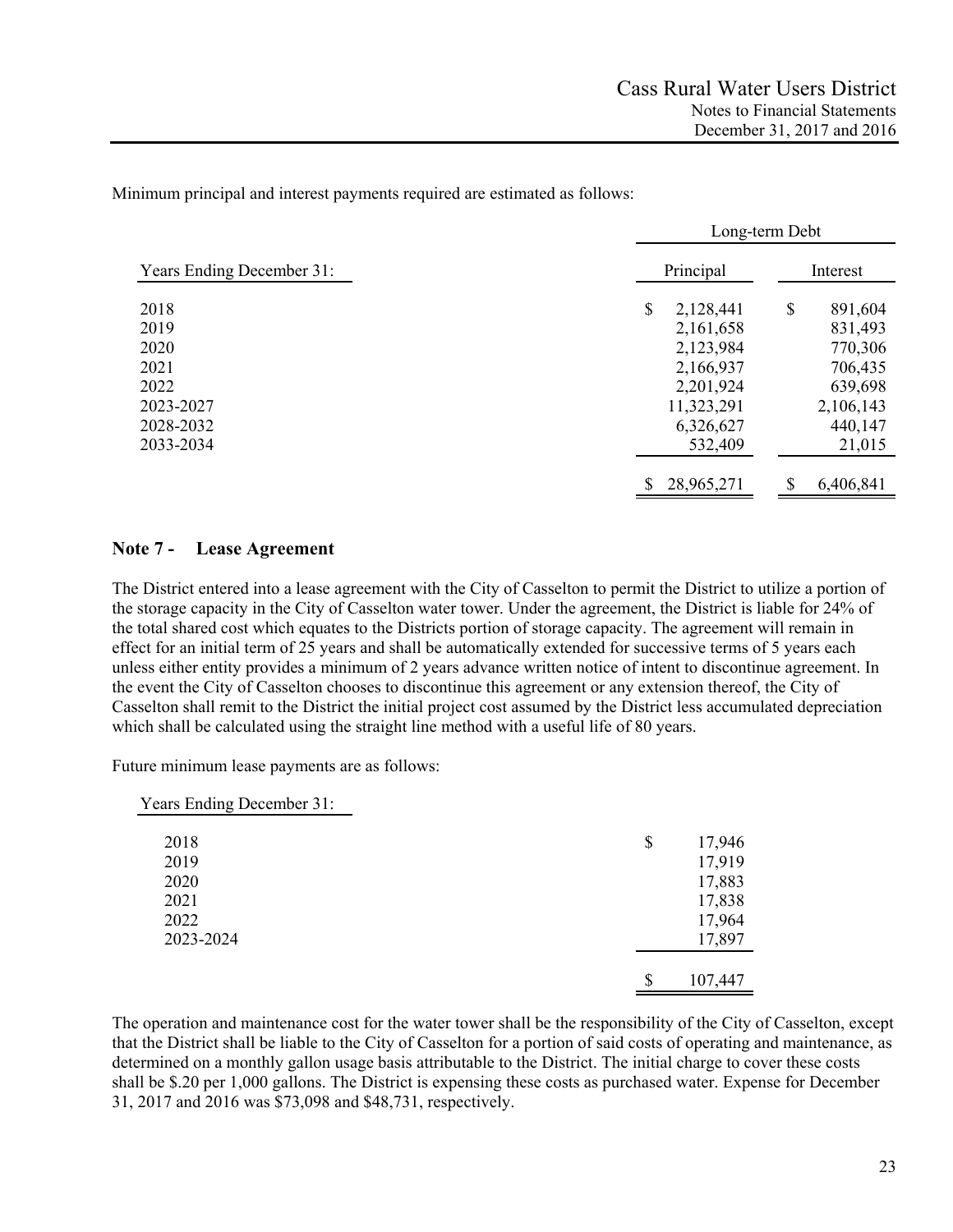Minimum principal and interest payments required are estimated as follows:

| | Long-term Debt | |
|---|---|---|
| Years Ending December 31: | Principal | Interest |
| 2018 | $ 2,128,441 | $ 891,604 |
| 2019 | 2,161,658 | 831,493 |
| 2020 | 2,123,984 | 770,306 |
| 2021 | 2,166,937 | 706,435 |
| 2022 | 2,201,924 | 639,698 |
| 2023-2027 | 11,323,291 | 2,106,143 |
| 2028-2032 | 6,326,627 | 440,147 |
| 2033-2034 | 532,409 | 21,015 |
| | $ 28,965,271 | $ 6,406,841 |

## Note 7 - Lease Agreement

The District entered into a lease agreement with the City of Casselton to permit the District to utilize a portion of the storage capacity in the City of Casselton water tower. Under the agreement, the District is liable for 24% of the total shared cost which equates to the Districts portion of storage capacity. The agreement will remain in effect for an initial term of 25 years and shall be automatically extended for successive terms of 5 years each unless either entity provides a minimum of 2 years advance written notice of intent to discontinue agreement. In the event the City of Casselton chooses to discontinue this agreement or any extension thereof, the City of Casselton shall remit to the District the initial project cost assumed by the District less accumulated depreciation which shall be calculated using the straight line method with a useful life of 80 years.

Future minimum lease payments are as follows:

| Years Ending December 31: | |
|---|---|
| 2018 | $ 17,946 |
| 2019 | 17,919 |
| 2020 | 17,883 |
| 2021 | 17,838 |
| 2022 | 17,964 |
| 2023-2024 | 17,897 |
| | $ 107,447 |

The operation and maintenance cost for the water tower shall be the responsibility of the City of Casselton, except that the District shall be liable to the City of Casselton for a portion of said costs of operating and maintenance, as determined on a monthly gallon usage basis attributable to the District. The initial charge to cover these costs shall be $.20 per 1,000 gallons. The District is expensing these costs as purchased water. Expense for December 31, 2017 and 2016 was $73,098 and $48,731, respectively.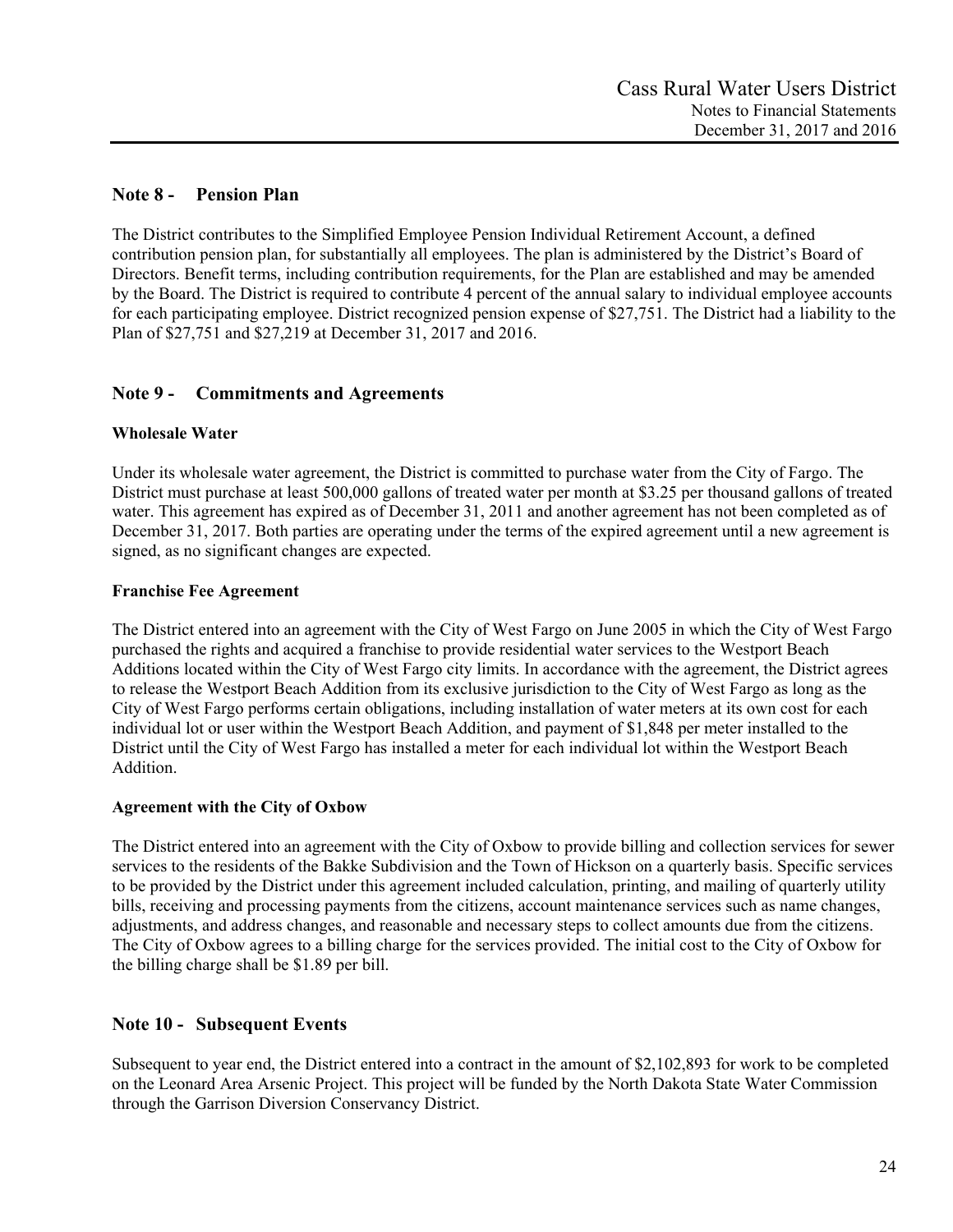## Note 8 - Pension Plan

The District contributes to the Simplified Employee Pension Individual Retirement Account, a defined contribution pension plan, for substantially all employees. The plan is administered by the District's Board of Directors. Benefit terms, including contribution requirements, for the Plan are established and may be amended by the Board. The District is required to contribute 4 percent of the annual salary to individual employee accounts for each participating employee. District recognized pension expense of $27,751. The District had a liability to the Plan of $27,751 and $27,219 at December 31, 2017 and 2016.

## Note 9 - Commitments and Agreements

**Wholesale Water**

Under its wholesale water agreement, the District is committed to purchase water from the City of Fargo. The District must purchase at least 500,000 gallons of treated water per month at $3.25 per thousand gallons of treated water. This agreement has expired as of December 31, 2011 and another agreement has not been completed as of December 31, 2017. Both parties are operating under the terms of the expired agreement until a new agreement is signed, as no significant changes are expected.

**Franchise Fee Agreement**

The District entered into an agreement with the City of West Fargo on June 2005 in which the City of West Fargo purchased the rights and acquired a franchise to provide residential water services to the Westport Beach Additions located within the City of West Fargo city limits. In accordance with the agreement, the District agrees to release the Westport Beach Addition from its exclusive jurisdiction to the City of West Fargo as long as the City of West Fargo performs certain obligations, including installation of water meters at its own cost for each individual lot or user within the Westport Beach Addition, and payment of $1,848 per meter installed to the District until the City of West Fargo has installed a meter for each individual lot within the Westport Beach Addition.

**Agreement with the City of Oxbow**

The District entered into an agreement with the City of Oxbow to provide billing and collection services for sewer services to the residents of the Bakke Subdivision and the Town of Hickson on a quarterly basis. Specific services to be provided by the District under this agreement included calculation, printing, and mailing of quarterly utility bills, receiving and processing payments from the citizens, account maintenance services such as name changes, adjustments, and address changes, and reasonable and necessary steps to collect amounts due from the citizens. The City of Oxbow agrees to a billing charge for the services provided. The initial cost to the City of Oxbow for the billing charge shall be $1.89 per bill.

## Note 10 - Subsequent Events

Subsequent to year end, the District entered into a contract in the amount of $2,102,893 for work to be completed on the Leonard Area Arsenic Project. This project will be funded by the North Dakota State Water Commission through the Garrison Diversion Conservancy District.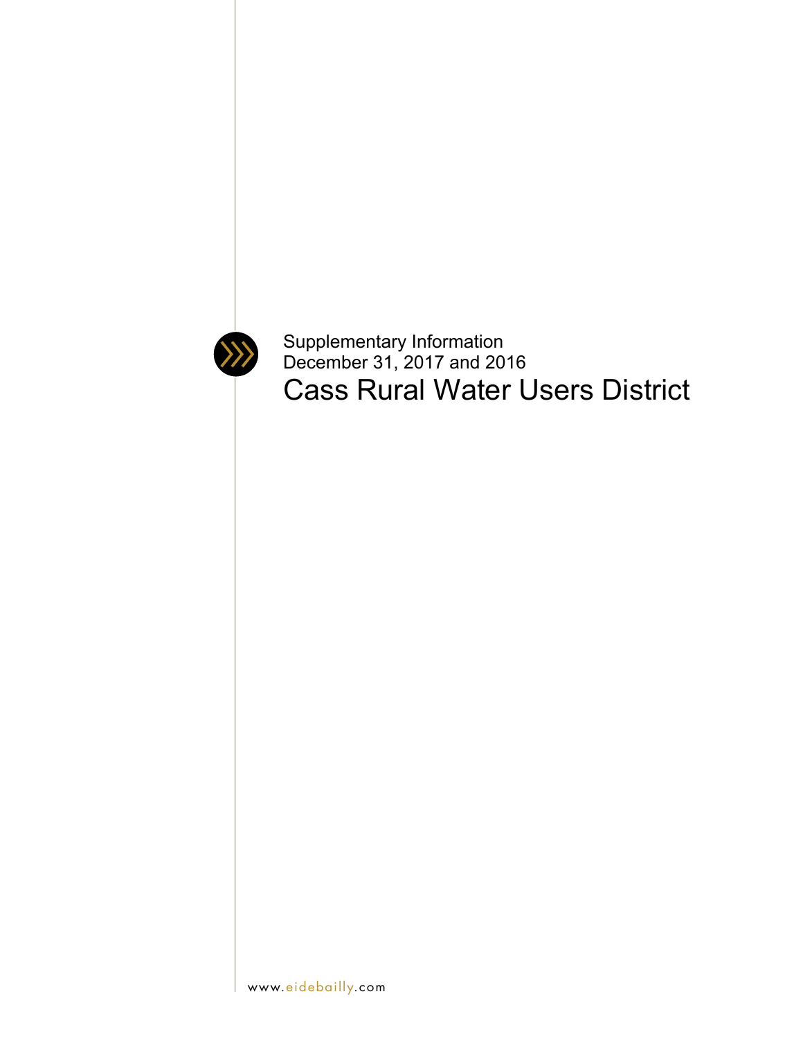Supplementary Information
December 31, 2017 and 2016

# Cass Rural Water Users District

www.eidebailly.com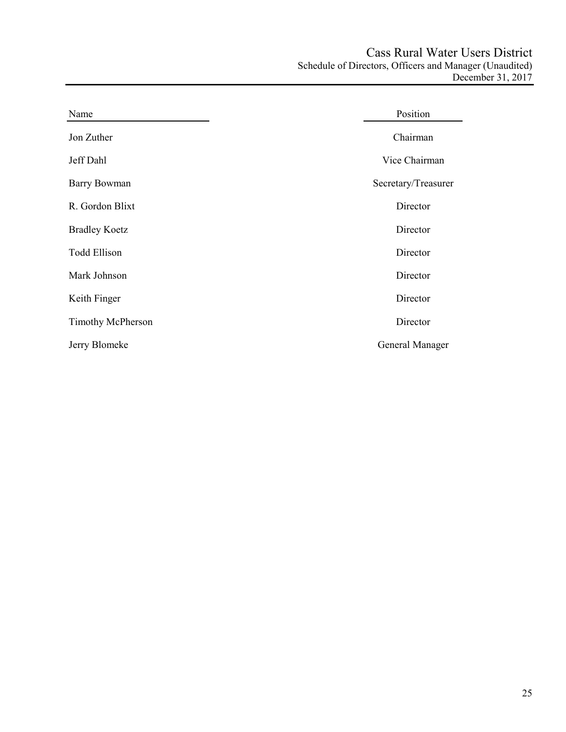# Cass Rural Water Users District

## Schedule of Directors, Officers and Manager (Unaudited)

December 31, 2017

| Name | Position |
| --- | --- |
| Jon Zuther | Chairman |
| Jeff Dahl | Vice Chairman |
| Barry Bowman | Secretary/Treasurer |
| R. Gordon Blixt | Director |
| Bradley Koetz | Director |
| Todd Ellison | Director |
| Mark Johnson | Director |
| Keith Finger | Director |
| Timothy McPherson | Director |
| Jerry Blomeke | General Manager |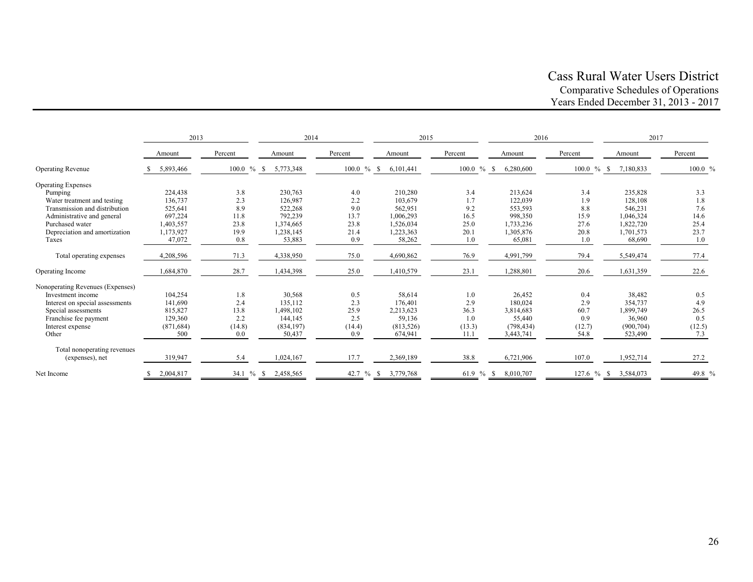# Cass Rural Water Users District

## Comparative Schedules of Operations

### Years Ended December 31, 2013 - 2017

| | 2013 | | 2014 | | 2015 | | 2016 | | 2017 | |
|---|---|---|---|---|---|---|---|---|---|---|
| | Amount | Percent | Amount | Percent | Amount | Percent | Amount | Percent | Amount | Percent |
| Operating Revenue | $ 5,893,466 | 100.0 % | $ 5,773,348 | 100.0 % | $ 6,101,441 | 100.0 % | $ 6,280,600 | 100.0 % | $ 7,180,833 | 100.0 % |
| Operating Expenses | | | | | | | | | | |
| Pumping | 224,438 | 3.8 | 230,763 | 4.0 | 210,280 | 3.4 | 213,624 | 3.4 | 235,828 | 3.3 |
| Water treatment and testing | 136,737 | 2.3 | 126,987 | 2.2 | 103,679 | 1.7 | 122,039 | 1.9 | 128,108 | 1.8 |
| Transmission and distribution | 525,641 | 8.9 | 522,268 | 9.0 | 562,951 | 9.2 | 553,593 | 8.8 | 546,231 | 7.6 |
| Administrative and general | 697,224 | 11.8 | 792,239 | 13.7 | 1,006,293 | 16.5 | 998,350 | 15.9 | 1,046,324 | 14.6 |
| Purchased water | 1,403,557 | 23.8 | 1,374,665 | 23.8 | 1,526,034 | 25.0 | 1,733,236 | 27.6 | 1,822,720 | 25.4 |
| Depreciation and amortization | 1,173,927 | 19.9 | 1,238,145 | 21.4 | 1,223,363 | 20.1 | 1,305,876 | 20.8 | 1,701,573 | 23.7 |
| Taxes | 47,072 | 0.8 | 53,883 | 0.9 | 58,262 | 1.0 | 65,081 | 1.0 | 68,690 | 1.0 |
| Total operating expenses | 4,208,596 | 71.3 | 4,338,950 | 75.0 | 4,690,862 | 76.9 | 4,991,799 | 79.4 | 5,549,474 | 77.4 |
| Operating Income | 1,684,870 | 28.7 | 1,434,398 | 25.0 | 1,410,579 | 23.1 | 1,288,801 | 20.6 | 1,631,359 | 22.6 |
| Nonoperating Revenues (Expenses) | | | | | | | | | | |
| Investment income | 104,254 | 1.8 | 30,568 | 0.5 | 58,614 | 1.0 | 26,452 | 0.4 | 38,482 | 0.5 |
| Interest on special assessments | 141,690 | 2.4 | 135,112 | 2.3 | 176,401 | 2.9 | 180,024 | 2.9 | 354,737 | 4.9 |
| Special assessments | 815,827 | 13.8 | 1,498,102 | 25.9 | 2,213,623 | 36.3 | 3,814,683 | 60.7 | 1,899,749 | 26.5 |
| Franchise fee payment | 129,360 | 2.2 | 144,145 | 2.5 | 59,136 | 1.0 | 55,440 | 0.9 | 36,960 | 0.5 |
| Interest expense | (871,684) | (14.8) | (834,197) | (14.4) | (813,526) | (13.3) | (798,434) | (12.7) | (900,704) | (12.5) |
| Other | 500 | 0.0 | 50,437 | 0.9 | 674,941 | 11.1 | 3,443,741 | 54.8 | 523,490 | 7.3 |
| Total nonoperating revenues (expenses), net | 319,947 | 5.4 | 1,024,167 | 17.7 | 2,369,189 | 38.8 | 6,721,906 | 107.0 | 1,952,714 | 27.2 |
| Net Income | $ 2,004,817 | 34.1 % | $ 2,458,565 | 42.7 % | $ 3,779,768 | 61.9 % | $ 8,010,707 | 127.6 % | $ 3,584,073 | 49.8 % |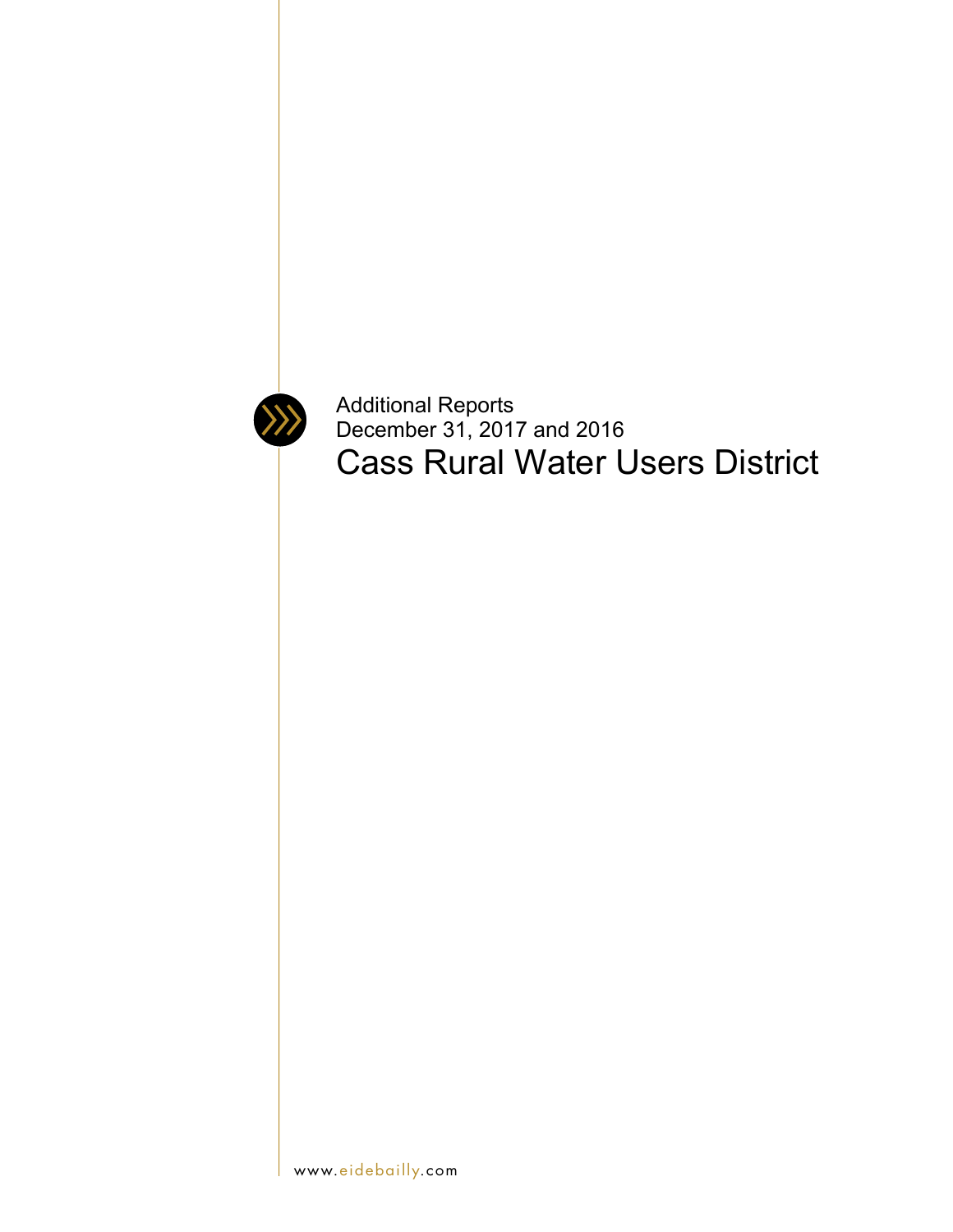Additional Reports

December 31, 2017 and 2016

# Cass Rural Water Users District

www.eidebailly.com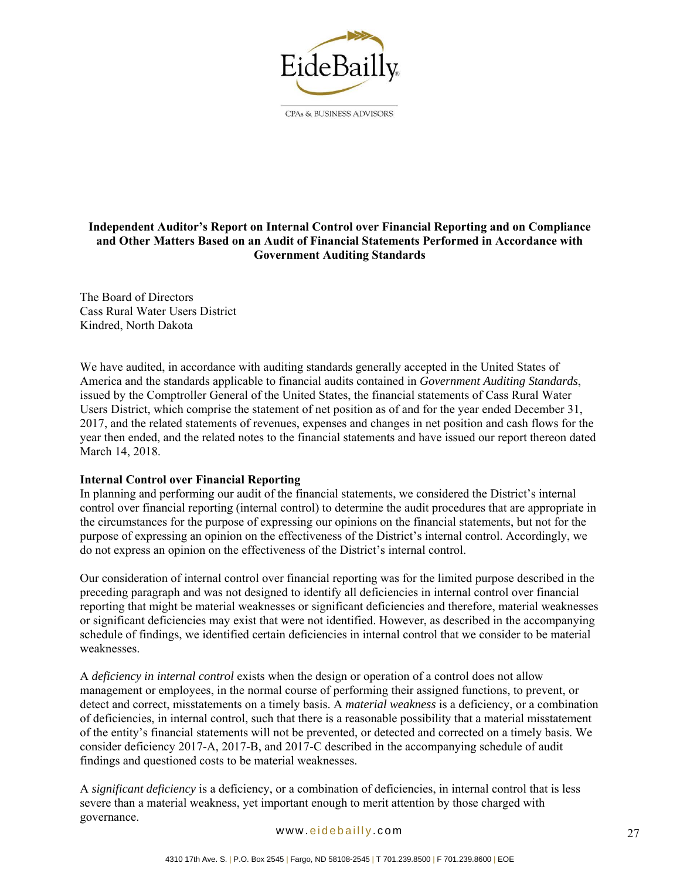# Independent Auditor's Report on Internal Control over Financial Reporting and on Compliance and Other Matters Based on an Audit of Financial Statements Performed in Accordance with Government Auditing Standards

The Board of Directors
Cass Rural Water Users District
Kindred, North Dakota

We have audited, in accordance with auditing standards generally accepted in the United States of America and the standards applicable to financial audits contained in *Government Auditing Standards*, issued by the Comptroller General of the United States, the financial statements of Cass Rural Water Users District, which comprise the statement of net position as of and for the year ended December 31, 2017, and the related statements of revenues, expenses and changes in net position and cash flows for the year then ended, and the related notes to the financial statements and have issued our report thereon dated March 14, 2018.

**Internal Control over Financial Reporting**

In planning and performing our audit of the financial statements, we considered the District's internal control over financial reporting (internal control) to determine the audit procedures that are appropriate in the circumstances for the purpose of expressing our opinions on the financial statements, but not for the purpose of expressing an opinion on the effectiveness of the District's internal control. Accordingly, we do not express an opinion on the effectiveness of the District's internal control.

Our consideration of internal control over financial reporting was for the limited purpose described in the preceding paragraph and was not designed to identify all deficiencies in internal control over financial reporting that might be material weaknesses or significant deficiencies and therefore, material weaknesses or significant deficiencies may exist that were not identified. However, as described in the accompanying schedule of findings, we identified certain deficiencies in internal control that we consider to be material weaknesses.

A *deficiency in internal control* exists when the design or operation of a control does not allow management or employees, in the normal course of performing their assigned functions, to prevent, or detect and correct, misstatements on a timely basis. A *material weakness* is a deficiency, or a combination of deficiencies, in internal control, such that there is a reasonable possibility that a material misstatement of the entity's financial statements will not be prevented, or detected and corrected on a timely basis. We consider deficiency 2017-A, 2017-B, and 2017-C described in the accompanying schedule of audit findings and questioned costs to be material weaknesses.

A *significant deficiency* is a deficiency, or a combination of deficiencies, in internal control that is less severe than a material weakness, yet important enough to merit attention by those charged with governance.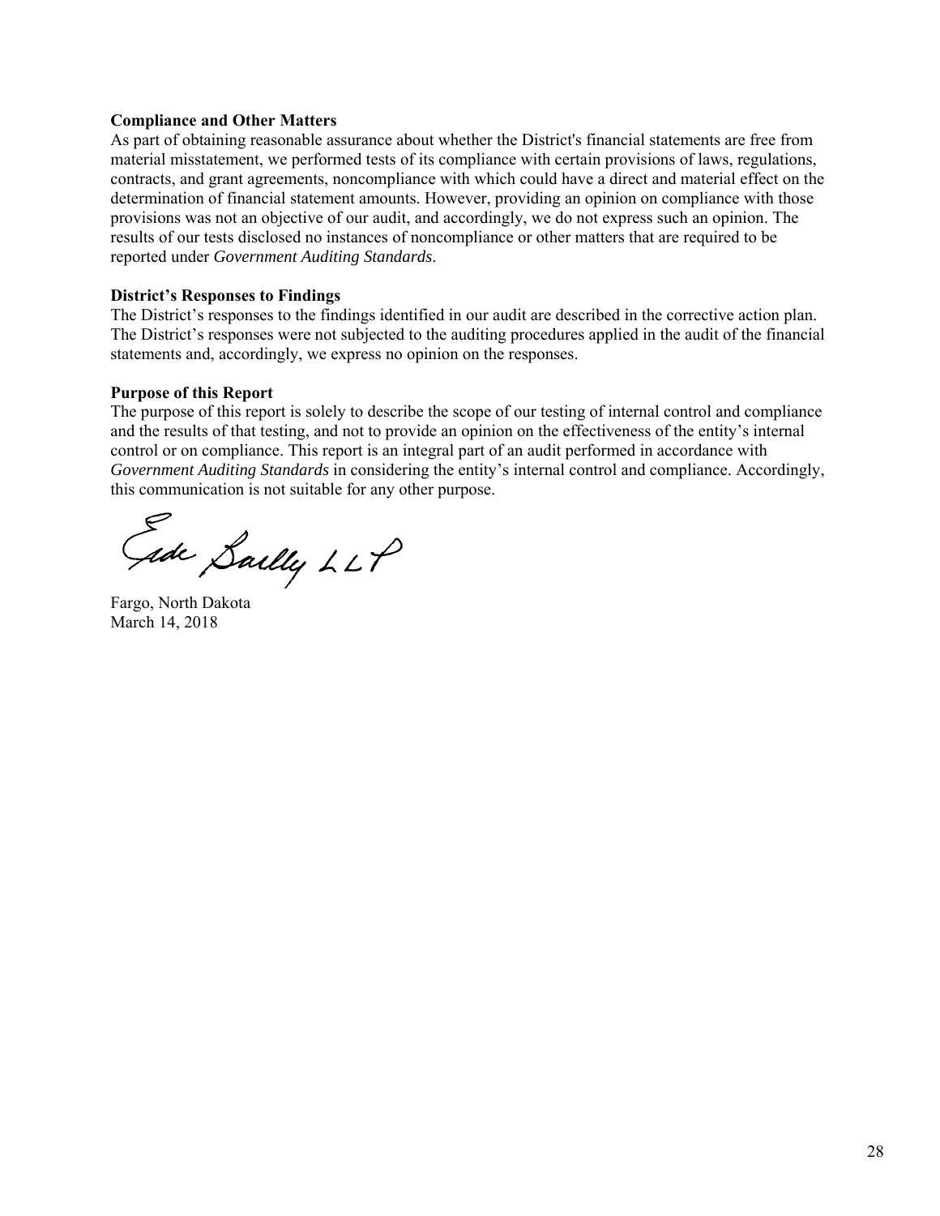**Compliance and Other Matters**
As part of obtaining reasonable assurance about whether the District's financial statements are free from material misstatement, we performed tests of its compliance with certain provisions of laws, regulations, contracts, and grant agreements, noncompliance with which could have a direct and material effect on the determination of financial statement amounts. However, providing an opinion on compliance with those provisions was not an objective of our audit, and accordingly, we do not express such an opinion. The results of our tests disclosed no instances of noncompliance or other matters that are required to be reported under *Government Auditing Standards*.

**District's Responses to Findings**
The District's responses to the findings identified in our audit are described in the corrective action plan. The District's responses were not subjected to the auditing procedures applied in the audit of the financial statements and, accordingly, we express no opinion on the responses.

**Purpose of this Report**
The purpose of this report is solely to describe the scope of our testing of internal control and compliance and the results of that testing, and not to provide an opinion on the effectiveness of the entity's internal control or on compliance. This report is an integral part of an audit performed in accordance with *Government Auditing Standards* in considering the entity's internal control and compliance. Accordingly, this communication is not suitable for any other purpose.

Eide Bailly LLP

Fargo, North Dakota
March 14, 2018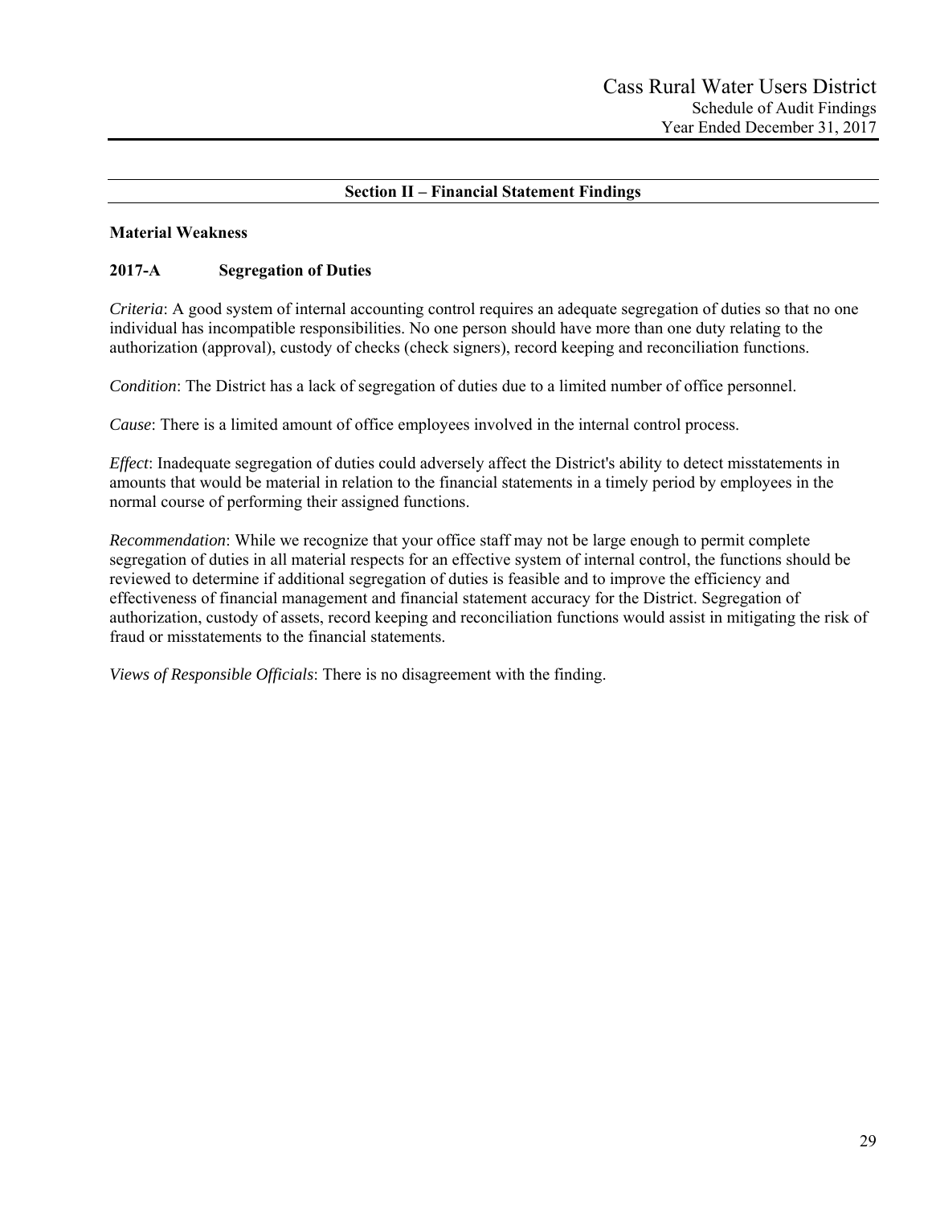## Section II – Financial Statement Findings

### Material Weakness

### 2017-A Segregation of Duties

*Criteria*: A good system of internal accounting control requires an adequate segregation of duties so that no one individual has incompatible responsibilities. No one person should have more than one duty relating to the authorization (approval), custody of checks (check signers), record keeping and reconciliation functions.

*Condition*: The District has a lack of segregation of duties due to a limited number of office personnel.

*Cause*: There is a limited amount of office employees involved in the internal control process.

*Effect*: Inadequate segregation of duties could adversely affect the District's ability to detect misstatements in amounts that would be material in relation to the financial statements in a timely period by employees in the normal course of performing their assigned functions.

*Recommendation*: While we recognize that your office staff may not be large enough to permit complete segregation of duties in all material respects for an effective system of internal control, the functions should be reviewed to determine if additional segregation of duties is feasible and to improve the efficiency and effectiveness of financial management and financial statement accuracy for the District. Segregation of authorization, custody of assets, record keeping and reconciliation functions would assist in mitigating the risk of fraud or misstatements to the financial statements.

*Views of Responsible Officials*: There is no disagreement with the finding.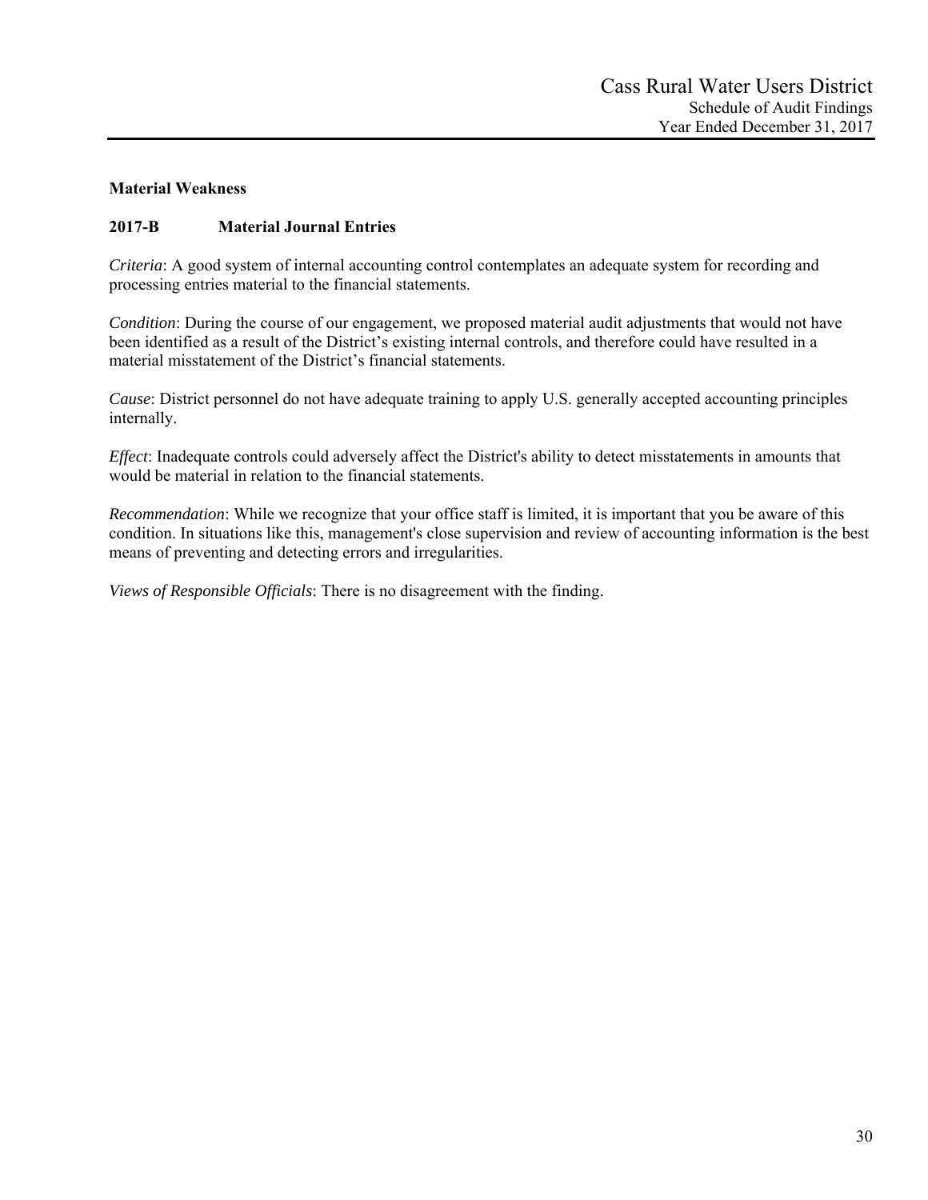**Material Weakness**

**2017-B Material Journal Entries**

*Criteria*: A good system of internal accounting control contemplates an adequate system for recording and processing entries material to the financial statements.

*Condition*: During the course of our engagement, we proposed material audit adjustments that would not have been identified as a result of the District's existing internal controls, and therefore could have resulted in a material misstatement of the District's financial statements.

*Cause*: District personnel do not have adequate training to apply U.S. generally accepted accounting principles internally.

*Effect*: Inadequate controls could adversely affect the District's ability to detect misstatements in amounts that would be material in relation to the financial statements.

*Recommendation*: While we recognize that your office staff is limited, it is important that you be aware of this condition. In situations like this, management's close supervision and review of accounting information is the best means of preventing and detecting errors and irregularities.

*Views of Responsible Officials*: There is no disagreement with the finding.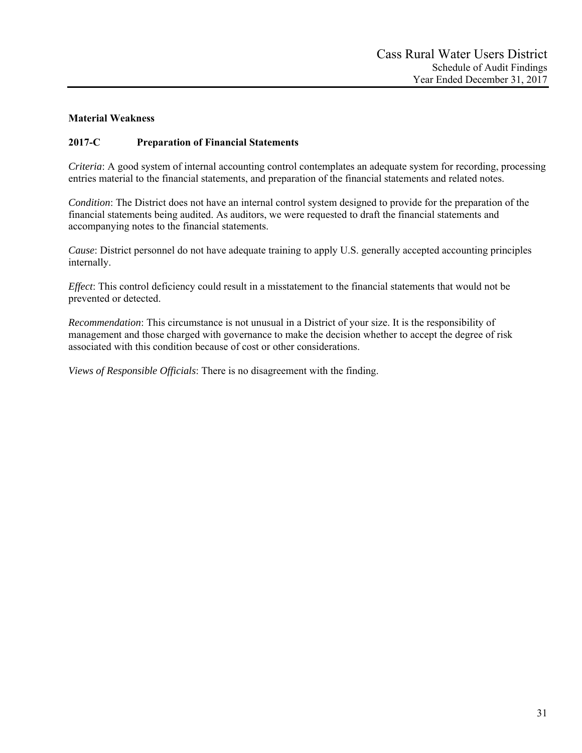**Material Weakness**

**2017-C Preparation of Financial Statements**

*Criteria*: A good system of internal accounting control contemplates an adequate system for recording, processing entries material to the financial statements, and preparation of the financial statements and related notes.

*Condition*: The District does not have an internal control system designed to provide for the preparation of the financial statements being audited. As auditors, we were requested to draft the financial statements and accompanying notes to the financial statements.

*Cause*: District personnel do not have adequate training to apply U.S. generally accepted accounting principles internally.

*Effect*: This control deficiency could result in a misstatement to the financial statements that would not be prevented or detected.

*Recommendation*: This circumstance is not unusual in a District of your size. It is the responsibility of management and those charged with governance to make the decision whether to accept the degree of risk associated with this condition because of cost or other considerations.

*Views of Responsible Officials*: There is no disagreement with the finding.